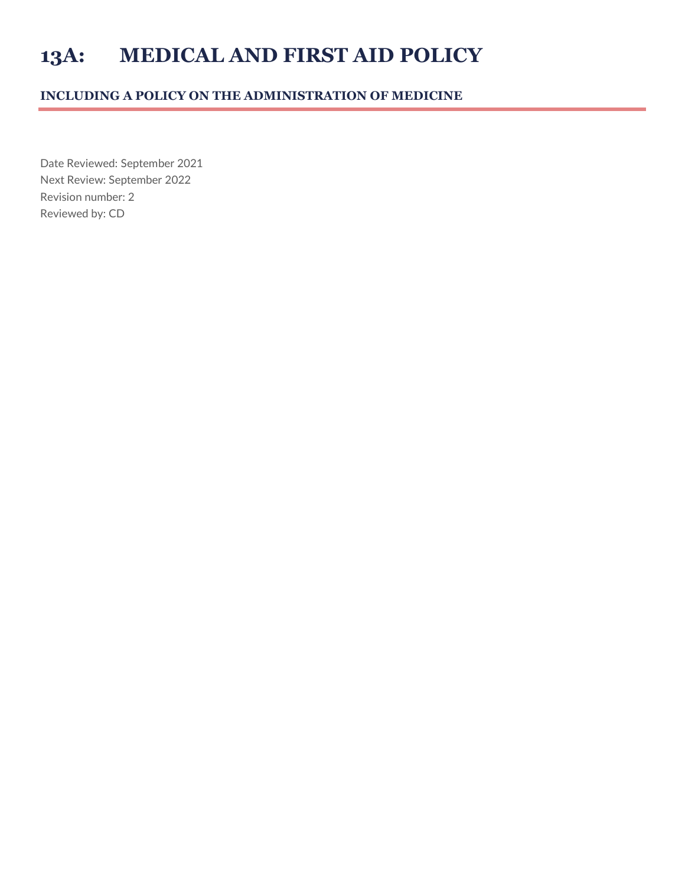# 13A: MEDICAL AND FIRST AID POLICY

## INCLUDING A POLICY ON THE ADMINISTRATION OF MEDICINE

Date Reviewed: September 2021
Next Review: September 2022
Revision number: 2
Reviewed by: CD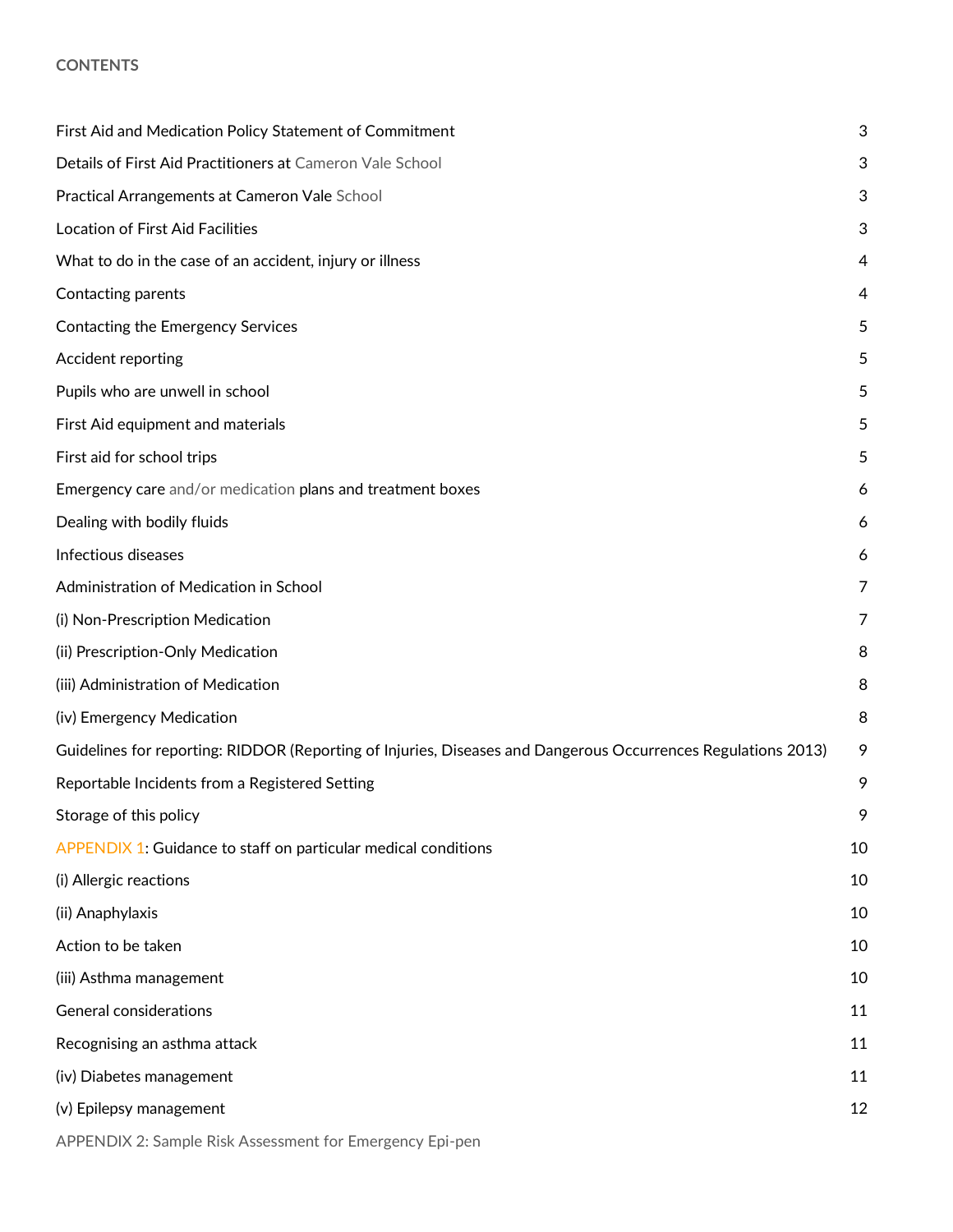## CONTENTS

| | |
|---|---|
| First Aid and Medication Policy Statement of Commitment | 3 |
| Details of First Aid Practitioners at Cameron Vale School | 3 |
| Practical Arrangements at Cameron Vale School | 3 |
| Location of First Aid Facilities | 3 |
| What to do in the case of an accident, injury or illness | 4 |
| Contacting parents | 4 |
| Contacting the Emergency Services | 5 |
| Accident reporting | 5 |
| Pupils who are unwell in school | 5 |
| First Aid equipment and materials | 5 |
| First aid for school trips | 5 |
| Emergency care and/or medication plans and treatment boxes | 6 |
| Dealing with bodily fluids | 6 |
| Infectious diseases | 6 |
| Administration of Medication in School | 7 |
| (i) Non-Prescription Medication | 7 |
| (ii) Prescription-Only Medication | 8 |
| (iii) Administration of Medication | 8 |
| (iv) Emergency Medication | 8 |
| Guidelines for reporting: RIDDOR (Reporting of Injuries, Diseases and Dangerous Occurrences Regulations 2013) | 9 |
| Reportable Incidents from a Registered Setting | 9 |
| Storage of this policy | 9 |
| APPENDIX 1: Guidance to staff on particular medical conditions | 10 |
| (i) Allergic reactions | 10 |
| (ii) Anaphylaxis | 10 |
| Action to be taken | 10 |
| (iii) Asthma management | 10 |
| General considerations | 11 |
| Recognising an asthma attack | 11 |
| (iv) Diabetes management | 11 |
| (v) Epilepsy management | 12 |
| APPENDIX 2: Sample Risk Assessment for Emergency Epi-pen | |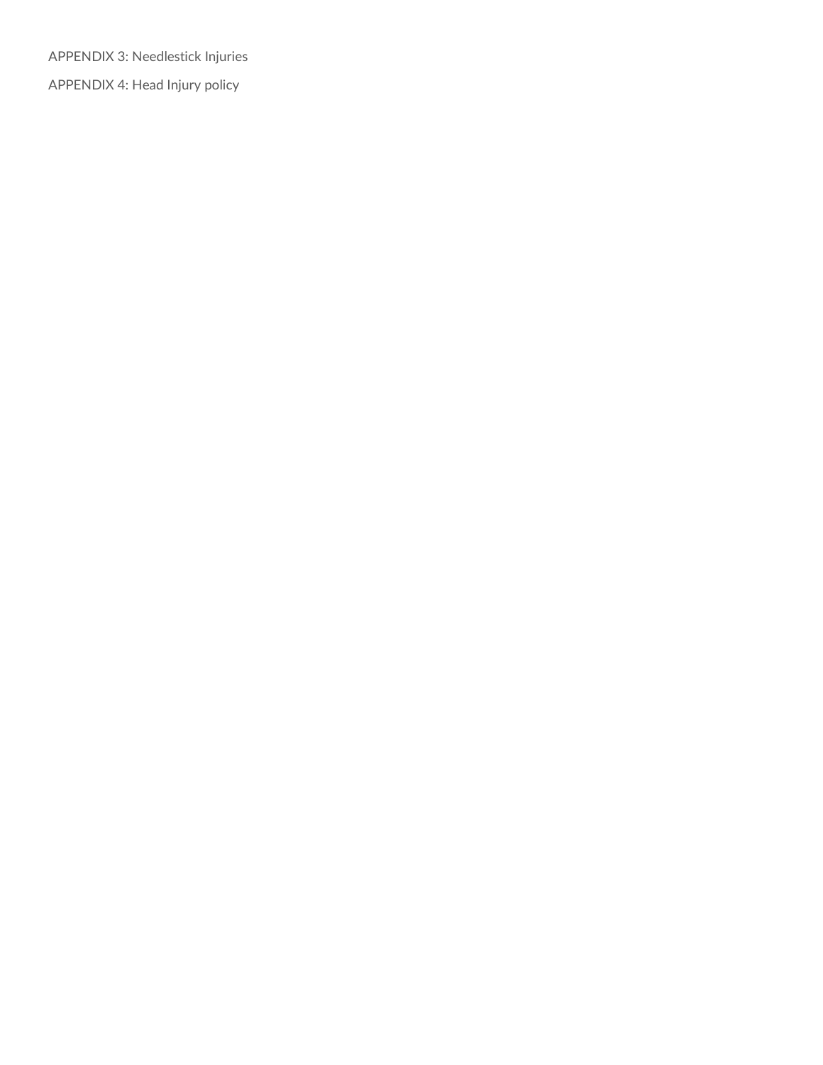APPENDIX 3: Needlestick Injuries

APPENDIX 4: Head Injury policy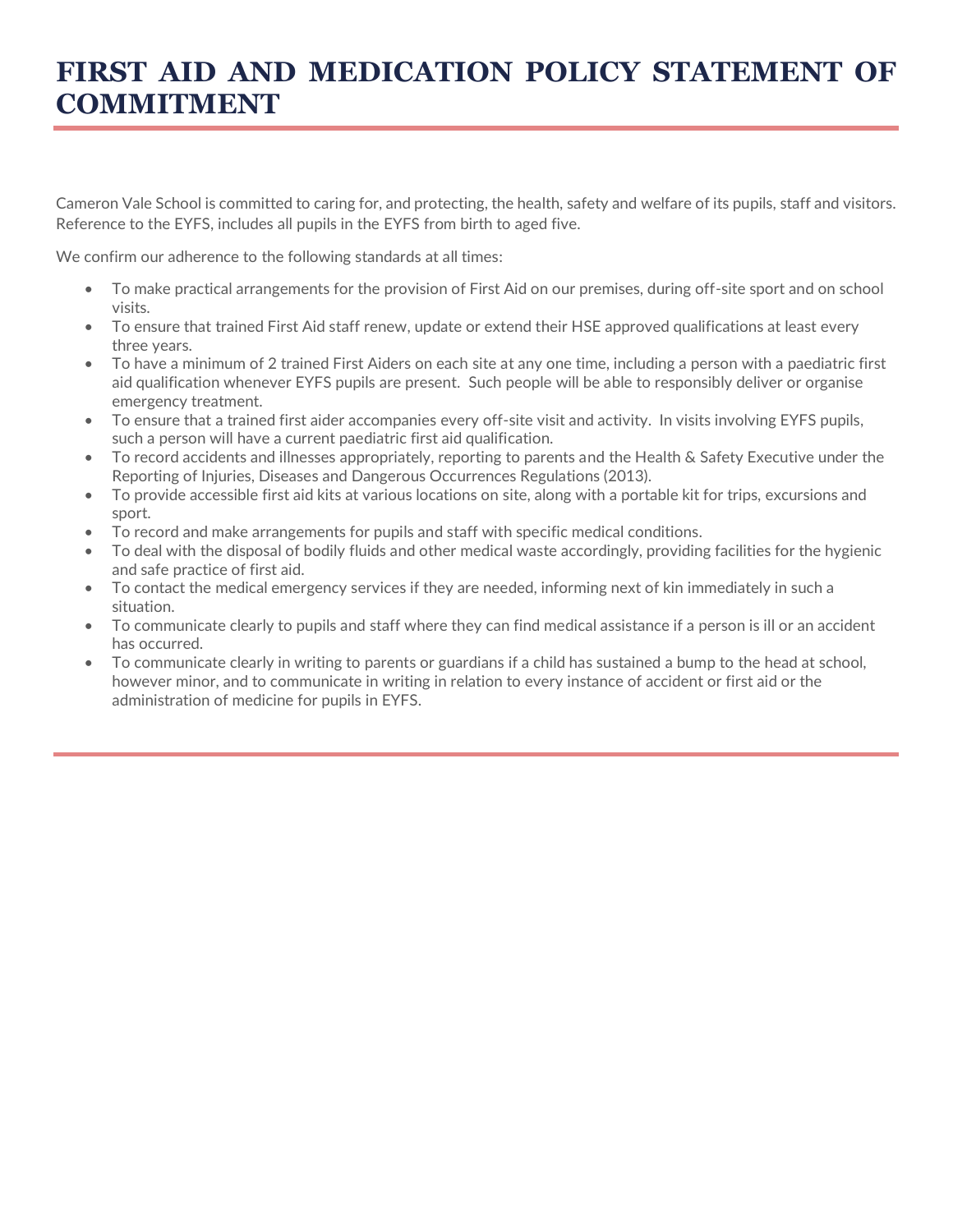# FIRST AID AND MEDICATION POLICY STATEMENT OF COMMITMENT

Cameron Vale School is committed to caring for, and protecting, the health, safety and welfare of its pupils, staff and visitors. Reference to the EYFS, includes all pupils in the EYFS from birth to aged five.

We confirm our adherence to the following standards at all times:

- To make practical arrangements for the provision of First Aid on our premises, during off-site sport and on school visits.
- To ensure that trained First Aid staff renew, update or extend their HSE approved qualifications at least every three years.
- To have a minimum of 2 trained First Aiders on each site at any one time, including a person with a paediatric first aid qualification whenever EYFS pupils are present. Such people will be able to responsibly deliver or organise emergency treatment.
- To ensure that a trained first aider accompanies every off-site visit and activity. In visits involving EYFS pupils, such a person will have a current paediatric first aid qualification.
- To record accidents and illnesses appropriately, reporting to parents and the Health & Safety Executive under the Reporting of Injuries, Diseases and Dangerous Occurrences Regulations (2013).
- To provide accessible first aid kits at various locations on site, along with a portable kit for trips, excursions and sport.
- To record and make arrangements for pupils and staff with specific medical conditions.
- To deal with the disposal of bodily fluids and other medical waste accordingly, providing facilities for the hygienic and safe practice of first aid.
- To contact the medical emergency services if they are needed, informing next of kin immediately in such a situation.
- To communicate clearly to pupils and staff where they can find medical assistance if a person is ill or an accident has occurred.
- To communicate clearly in writing to parents or guardians if a child has sustained a bump to the head at school, however minor, and to communicate in writing in relation to every instance of accident or first aid or the administration of medicine for pupils in EYFS.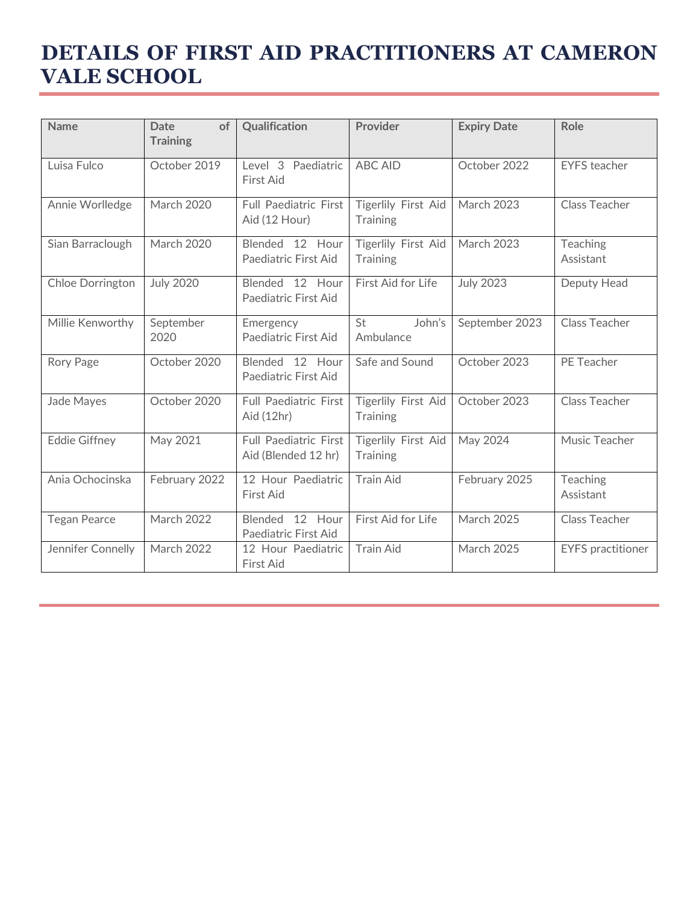# DETAILS OF FIRST AID PRACTITIONERS AT CAMERON VALE SCHOOL

| Name | Date of Training | Qualification | Provider | Expiry Date | Role |
|---|---|---|---|---|---|
| Luisa Fulco | October 2019 | Level 3 Paediatric First Aid | ABC AID | October 2022 | EYFS teacher |
| Annie Worlledge | March 2020 | Full Paediatric First Aid (12 Hour) | Tigerlily First Aid Training | March 2023 | Class Teacher |
| Sian Barraclough | March 2020 | Blended 12 Hour Paediatric First Aid | Tigerlily First Aid Training | March 2023 | Teaching Assistant |
| Chloe Dorrington | July 2020 | Blended 12 Hour Paediatric First Aid | First Aid for Life | July 2023 | Deputy Head |
| Millie Kenworthy | September 2020 | Emergency Paediatric First Aid | St John's Ambulance | September 2023 | Class Teacher |
| Rory Page | October 2020 | Blended 12 Hour Paediatric First Aid | Safe and Sound | October 2023 | PE Teacher |
| Jade Mayes | October 2020 | Full Paediatric First Aid (12hr) | Tigerlily First Aid Training | October 2023 | Class Teacher |
| Eddie Giffney | May 2021 | Full Paediatric First Aid (Blended 12 hr) | Tigerlily First Aid Training | May 2024 | Music Teacher |
| Ania Ochocinska | February 2022 | 12 Hour Paediatric First Aid | Train Aid | February 2025 | Teaching Assistant |
| Tegan Pearce | March 2022 | Blended 12 Hour Paediatric First Aid | First Aid for Life | March 2025 | Class Teacher |
| Jennifer Connelly | March 2022 | 12 Hour Paediatric First Aid | Train Aid | March 2025 | EYFS practitioner |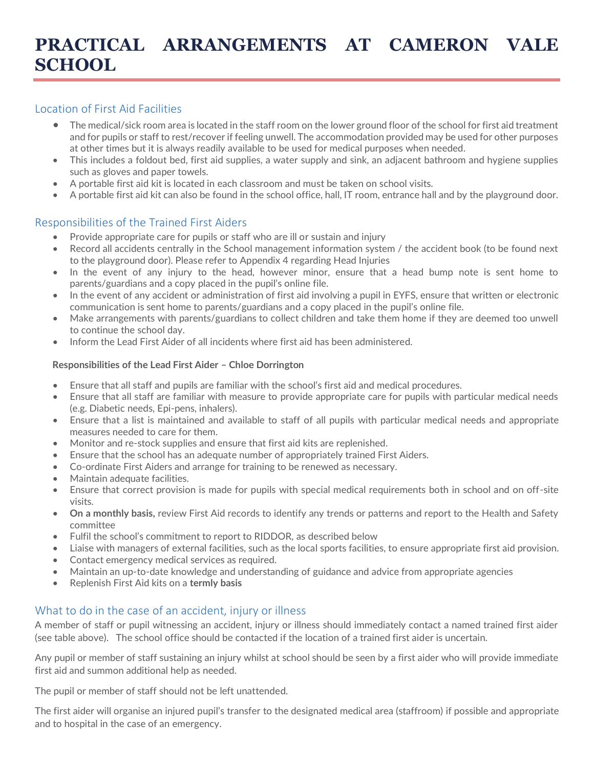# PRACTICAL ARRANGEMENTS AT CAMERON VALE SCHOOL

## Location of First Aid Facilities

- The medical/sick room area is located in the staff room on the lower ground floor of the school for first aid treatment and for pupils or staff to rest/recover if feeling unwell. The accommodation provided may be used for other purposes at other times but it is always readily available to be used for medical purposes when needed.
- This includes a foldout bed, first aid supplies, a water supply and sink, an adjacent bathroom and hygiene supplies such as gloves and paper towels.
- A portable first aid kit is located in each classroom and must be taken on school visits.
- A portable first aid kit can also be found in the school office, hall, IT room, entrance hall and by the playground door.

## Responsibilities of the Trained First Aiders

- Provide appropriate care for pupils or staff who are ill or sustain and injury
- Record all accidents centrally in the School management information system / the accident book (to be found next to the playground door). Please refer to Appendix 4 regarding Head Injuries
- In the event of any injury to the head, however minor, ensure that a head bump note is sent home to parents/guardians and a copy placed in the pupil's online file.
- In the event of any accident or administration of first aid involving a pupil in EYFS, ensure that written or electronic communication is sent home to parents/guardians and a copy placed in the pupil's online file.
- Make arrangements with parents/guardians to collect children and take them home if they are deemed too unwell to continue the school day.
- Inform the Lead First Aider of all incidents where first aid has been administered.

**Responsibilities of the Lead First Aider – Chloe Dorrington**

- Ensure that all staff and pupils are familiar with the school's first aid and medical procedures.
- Ensure that all staff are familiar with measure to provide appropriate care for pupils with particular medical needs (e.g. Diabetic needs, Epi-pens, inhalers).
- Ensure that a list is maintained and available to staff of all pupils with particular medical needs and appropriate measures needed to care for them.
- Monitor and re-stock supplies and ensure that first aid kits are replenished.
- Ensure that the school has an adequate number of appropriately trained First Aiders.
- Co-ordinate First Aiders and arrange for training to be renewed as necessary.
- Maintain adequate facilities.
- Ensure that correct provision is made for pupils with special medical requirements both in school and on off-site visits.
- **On a monthly basis,** review First Aid records to identify any trends or patterns and report to the Health and Safety committee
- Fulfil the school's commitment to report to RIDDOR, as described below
- Liaise with managers of external facilities, such as the local sports facilities, to ensure appropriate first aid provision.
- Contact emergency medical services as required.
- Maintain an up-to-date knowledge and understanding of guidance and advice from appropriate agencies
- Replenish First Aid kits on a **termly basis**

## What to do in the case of an accident, injury or illness

A member of staff or pupil witnessing an accident, injury or illness should immediately contact a named trained first aider (see table above). The school office should be contacted if the location of a trained first aider is uncertain.

Any pupil or member of staff sustaining an injury whilst at school should be seen by a first aider who will provide immediate first aid and summon additional help as needed.

The pupil or member of staff should not be left unattended.

The first aider will organise an injured pupil's transfer to the designated medical area (staffroom) if possible and appropriate and to hospital in the case of an emergency.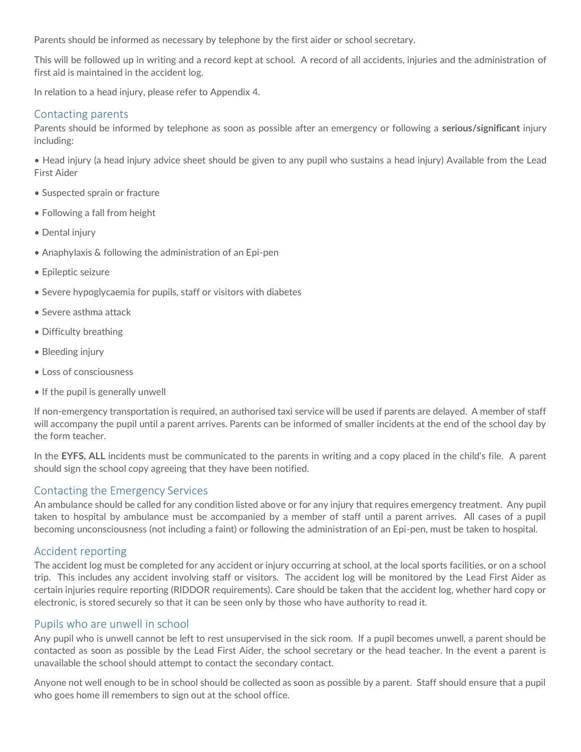Parents should be informed as necessary by telephone by the first aider or school secretary.

This will be followed up in writing and a record kept at school. A record of all accidents, injuries and the administration of first aid is maintained in the accident log.

In relation to a head injury, please refer to Appendix 4.

## Contacting parents

Parents should be informed by telephone as soon as possible after an emergency or following a **serious/significant** injury including:

- Head injury (a head injury advice sheet should be given to any pupil who sustains a head injury) Available from the Lead First Aider
- Suspected sprain or fracture
- Following a fall from height
- Dental injury
- Anaphylaxis & following the administration of an Epi-pen
- Epileptic seizure
- Severe hypoglycaemia for pupils, staff or visitors with diabetes
- Severe asthma attack
- Difficulty breathing
- Bleeding injury
- Loss of consciousness
- If the pupil is generally unwell

If non-emergency transportation is required, an authorised taxi service will be used if parents are delayed. A member of staff will accompany the pupil until a parent arrives. Parents can be informed of smaller incidents at the end of the school day by the form teacher.

In the **EYFS, ALL** incidents must be communicated to the parents in writing and a copy placed in the child's file. A parent should sign the school copy agreeing that they have been notified.

## Contacting the Emergency Services

An ambulance should be called for any condition listed above or for any injury that requires emergency treatment. Any pupil taken to hospital by ambulance must be accompanied by a member of staff until a parent arrives. All cases of a pupil becoming unconsciousness (not including a faint) or following the administration of an Epi-pen, must be taken to hospital.

## Accident reporting

The accident log must be completed for any accident or injury occurring at school, at the local sports facilities, or on a school trip. This includes any accident involving staff or visitors. The accident log will be monitored by the Lead First Aider as certain injuries require reporting (RIDDOR requirements). Care should be taken that the accident log, whether hard copy or electronic, is stored securely so that it can be seen only by those who have authority to read it.

## Pupils who are unwell in school

Any pupil who is unwell cannot be left to rest unsupervised in the sick room. If a pupil becomes unwell, a parent should be contacted as soon as possible by the Lead First Aider, the school secretary or the head teacher. In the event a parent is unavailable the school should attempt to contact the secondary contact.

Anyone not well enough to be in school should be collected as soon as possible by a parent. Staff should ensure that a pupil who goes home ill remembers to sign out at the school office.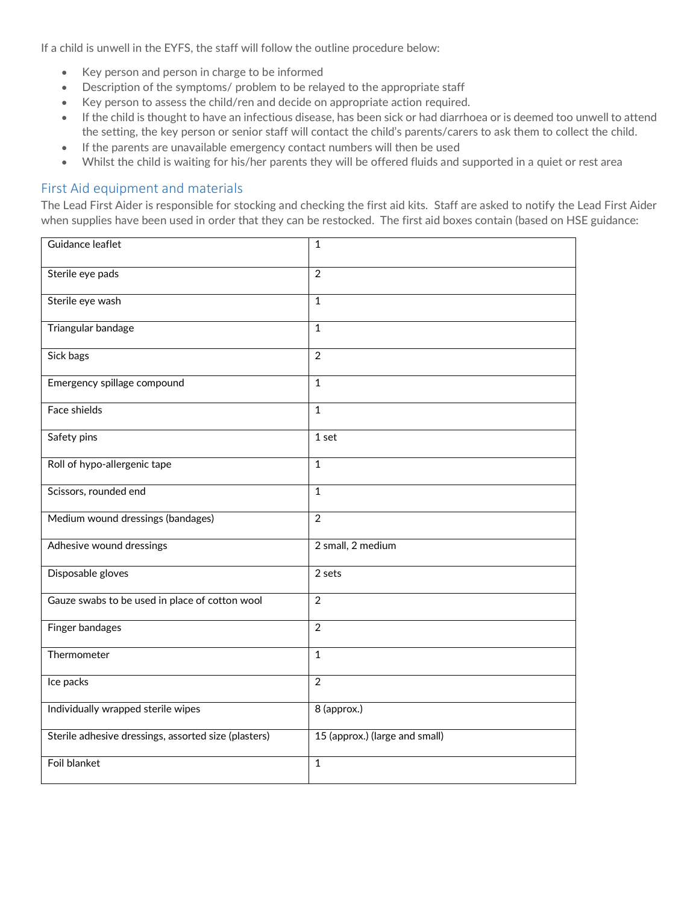If a child is unwell in the EYFS, the staff will follow the outline procedure below:

- Key person and person in charge to be informed
- Description of the symptoms/ problem to be relayed to the appropriate staff
- Key person to assess the child/ren and decide on appropriate action required.
- If the child is thought to have an infectious disease, has been sick or had diarrhoea or is deemed too unwell to attend the setting, the key person or senior staff will contact the child's parents/carers to ask them to collect the child.
- If the parents are unavailable emergency contact numbers will then be used
- Whilst the child is waiting for his/her parents they will be offered fluids and supported in a quiet or rest area

## First Aid equipment and materials

The Lead First Aider is responsible for stocking and checking the first aid kits. Staff are asked to notify the Lead First Aider when supplies have been used in order that they can be restocked. The first aid boxes contain (based on HSE guidance:

| | |
|---|---|
| Guidance leaflet | 1 |
| Sterile eye pads | 2 |
| Sterile eye wash | 1 |
| Triangular bandage | 1 |
| Sick bags | 2 |
| Emergency spillage compound | 1 |
| Face shields | 1 |
| Safety pins | 1 set |
| Roll of hypo-allergenic tape | 1 |
| Scissors, rounded end | 1 |
| Medium wound dressings (bandages) | 2 |
| Adhesive wound dressings | 2 small, 2 medium |
| Disposable gloves | 2 sets |
| Gauze swabs to be used in place of cotton wool | 2 |
| Finger bandages | 2 |
| Thermometer | 1 |
| Ice packs | 2 |
| Individually wrapped sterile wipes | 8 (approx.) |
| Sterile adhesive dressings, assorted size (plasters) | 15 (approx.) (large and small) |
| Foil blanket | 1 |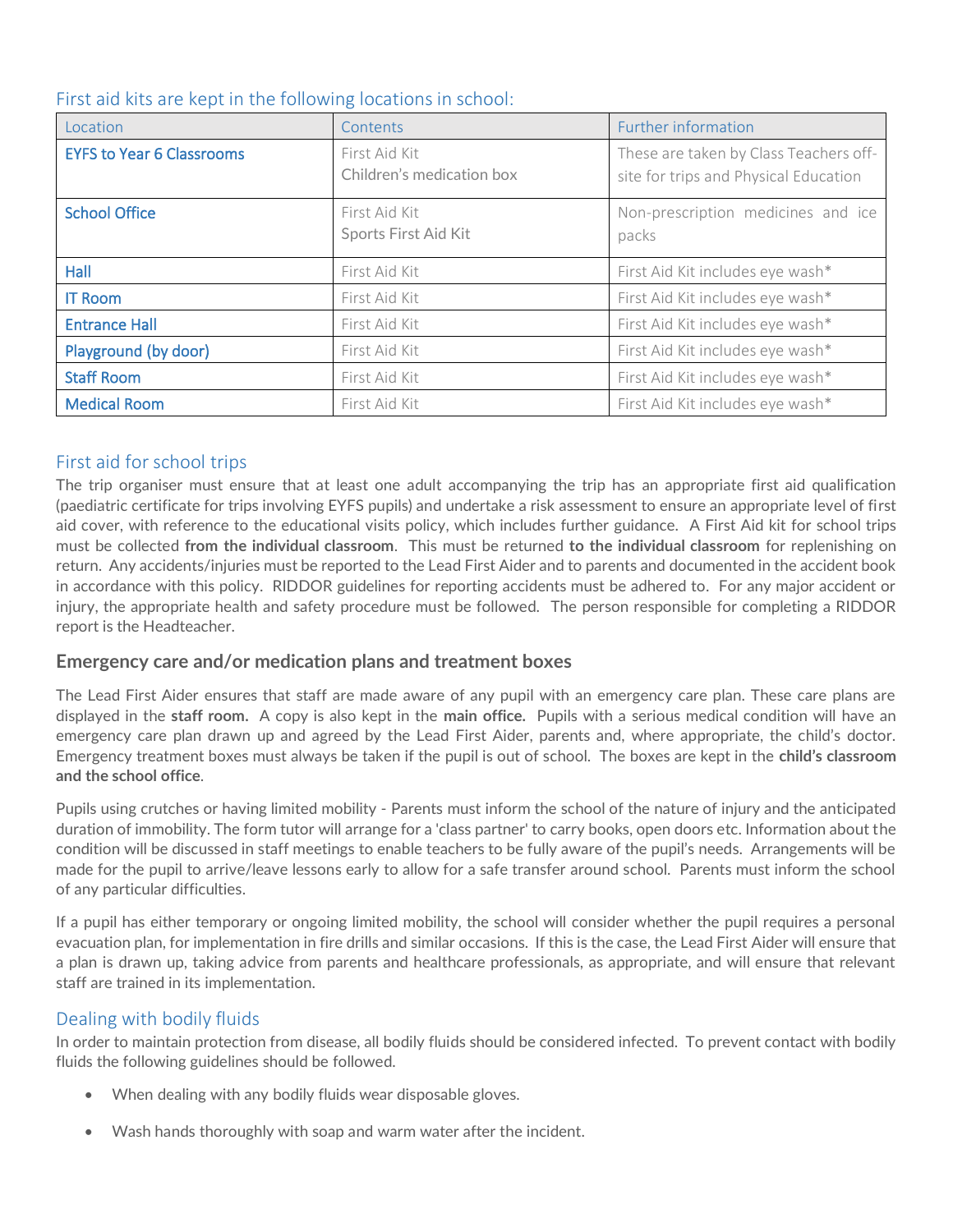## First aid kits are kept in the following locations in school:

| Location | Contents | Further information |
|---|---|---|
| EYFS to Year 6 Classrooms | First Aid Kit<br>Children's medication box | These are taken by Class Teachers off-site for trips and Physical Education |
| School Office | First Aid Kit<br>Sports First Aid Kit | Non-prescription medicines and ice packs |
| Hall | First Aid Kit | First Aid Kit includes eye wash* |
| IT Room | First Aid Kit | First Aid Kit includes eye wash* |
| Entrance Hall | First Aid Kit | First Aid Kit includes eye wash* |
| Playground (by door) | First Aid Kit | First Aid Kit includes eye wash* |
| Staff Room | First Aid Kit | First Aid Kit includes eye wash* |
| Medical Room | First Aid Kit | First Aid Kit includes eye wash* |

## First aid for school trips

The trip organiser must ensure that at least one adult accompanying the trip has an appropriate first aid qualification (paediatric certificate for trips involving EYFS pupils) and undertake a risk assessment to ensure an appropriate level of first aid cover, with reference to the educational visits policy, which includes further guidance. A First Aid kit for school trips must be collected **from the individual classroom**. This must be returned **to the individual classroom** for replenishing on return. Any accidents/injuries must be reported to the Lead First Aider and to parents and documented in the accident book in accordance with this policy. RIDDOR guidelines for reporting accidents must be adhered to. For any major accident or injury, the appropriate health and safety procedure must be followed. The person responsible for completing a RIDDOR report is the Headteacher.

### Emergency care and/or medication plans and treatment boxes

The Lead First Aider ensures that staff are made aware of any pupil with an emergency care plan. These care plans are displayed in the **staff room.** A copy is also kept in the **main office.** Pupils with a serious medical condition will have an emergency care plan drawn up and agreed by the Lead First Aider, parents and, where appropriate, the child's doctor. Emergency treatment boxes must always be taken if the pupil is out of school. The boxes are kept in the **child's classroom and the school office**.

Pupils using crutches or having limited mobility - Parents must inform the school of the nature of injury and the anticipated duration of immobility. The form tutor will arrange for a 'class partner' to carry books, open doors etc. Information about the condition will be discussed in staff meetings to enable teachers to be fully aware of the pupil's needs. Arrangements will be made for the pupil to arrive/leave lessons early to allow for a safe transfer around school. Parents must inform the school of any particular difficulties.

If a pupil has either temporary or ongoing limited mobility, the school will consider whether the pupil requires a personal evacuation plan, for implementation in fire drills and similar occasions. If this is the case, the Lead First Aider will ensure that a plan is drawn up, taking advice from parents and healthcare professionals, as appropriate, and will ensure that relevant staff are trained in its implementation.

## Dealing with bodily fluids

In order to maintain protection from disease, all bodily fluids should be considered infected. To prevent contact with bodily fluids the following guidelines should be followed.

- When dealing with any bodily fluids wear disposable gloves.
- Wash hands thoroughly with soap and warm water after the incident.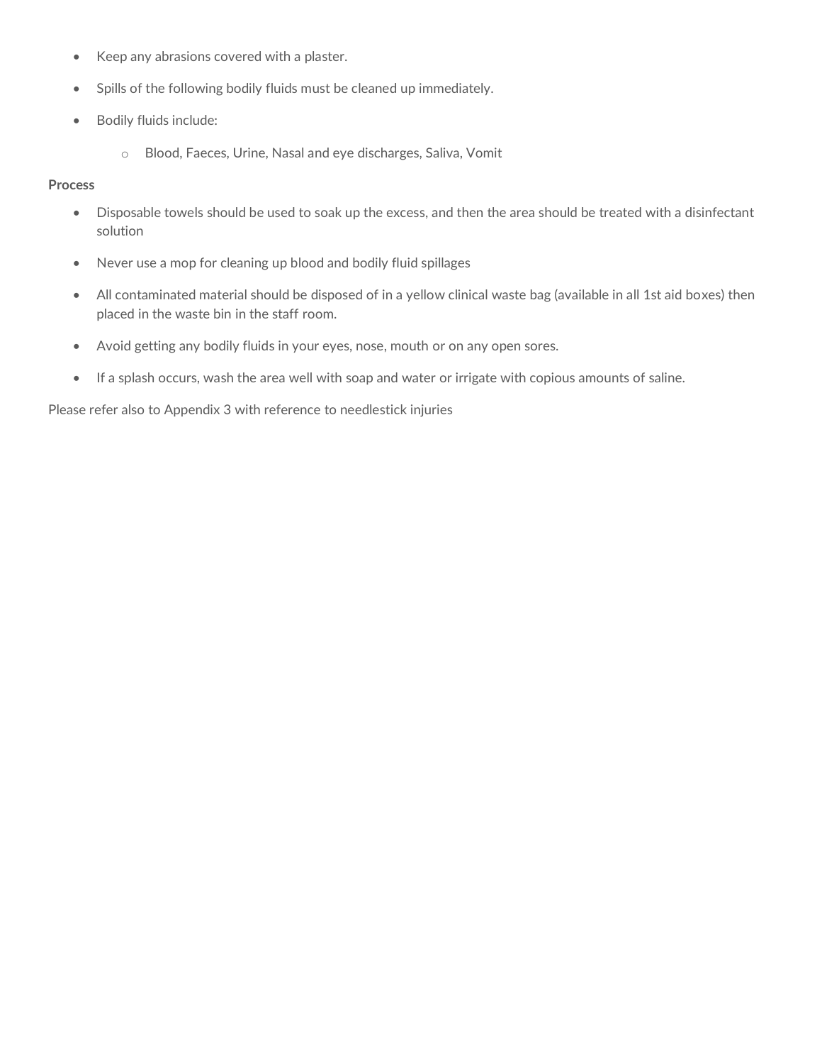- Keep any abrasions covered with a plaster.
- Spills of the following bodily fluids must be cleaned up immediately.
- Bodily fluids include:
    - Blood, Faeces, Urine, Nasal and eye discharges, Saliva, Vomit

**Process**

- Disposable towels should be used to soak up the excess, and then the area should be treated with a disinfectant solution
- Never use a mop for cleaning up blood and bodily fluid spillages
- All contaminated material should be disposed of in a yellow clinical waste bag (available in all 1st aid boxes) then placed in the waste bin in the staff room.
- Avoid getting any bodily fluids in your eyes, nose, mouth or on any open sores.
- If a splash occurs, wash the area well with soap and water or irrigate with copious amounts of saline.

Please refer also to Appendix 3 with reference to needlestick injuries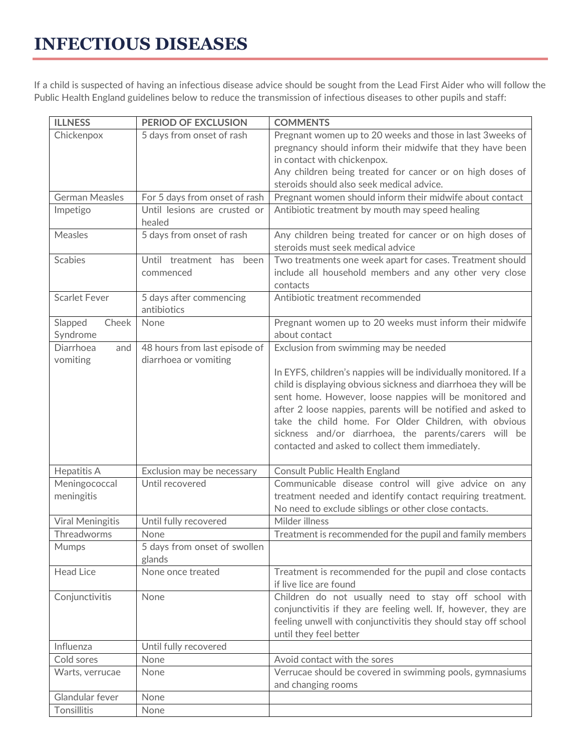# INFECTIOUS DISEASES

If a child is suspected of having an infectious disease advice should be sought from the Lead First Aider who will follow the Public Health England guidelines below to reduce the transmission of infectious diseases to other pupils and staff:

| ILLNESS | PERIOD OF EXCLUSION | COMMENTS |
|---|---|---|
| Chickenpox | 5 days from onset of rash | Pregnant women up to 20 weeks and those in last 3weeks of pregnancy should inform their midwife that they have been in contact with chickenpox.<br>Any children being treated for cancer or on high doses of steroids should also seek medical advice. |
| German Measles | For 5 days from onset of rash | Pregnant women should inform their midwife about contact |
| Impetigo | Until lesions are crusted or healed | Antibiotic treatment by mouth may speed healing |
| Measles | 5 days from onset of rash | Any children being treated for cancer or on high doses of steroids must seek medical advice |
| Scabies | Until treatment has been commenced | Two treatments one week apart for cases. Treatment should include all household members and any other very close contacts |
| Scarlet Fever | 5 days after commencing antibiotics | Antibiotic treatment recommended |
| Slapped Cheek Syndrome | None | Pregnant women up to 20 weeks must inform their midwife about contact |
| Diarrhoea and vomiting | 48 hours from last episode of diarrhoea or vomiting | Exclusion from swimming may be needed<br><br>In EYFS, children's nappies will be individually monitored. If a child is displaying obvious sickness and diarrhoea they will be sent home. However, loose nappies will be monitored and after 2 loose nappies, parents will be notified and asked to take the child home. For Older Children, with obvious sickness and/or diarrhoea, the parents/carers will be contacted and asked to collect them immediately. |
| Hepatitis A | Exclusion may be necessary | Consult Public Health England |
| Meningococcal meningitis | Until recovered | Communicable disease control will give advice on any treatment needed and identify contact requiring treatment. No need to exclude siblings or other close contacts. |
| Viral Meningitis | Until fully recovered | Milder illness |
| Threadworms | None | Treatment is recommended for the pupil and family members |
| Mumps | 5 days from onset of swollen glands | |
| Head Lice | None once treated | Treatment is recommended for the pupil and close contacts if live lice are found |
| Conjunctivitis | None | Children do not usually need to stay off school with conjunctivitis if they are feeling well. If, however, they are feeling unwell with conjunctivitis they should stay off school until they feel better |
| Influenza | Until fully recovered | |
| Cold sores | None | Avoid contact with the sores |
| Warts, verrucae | None | Verrucae should be covered in swimming pools, gymnasiums and changing rooms |
| Glandular fever | None | |
| Tonsillitis | None | |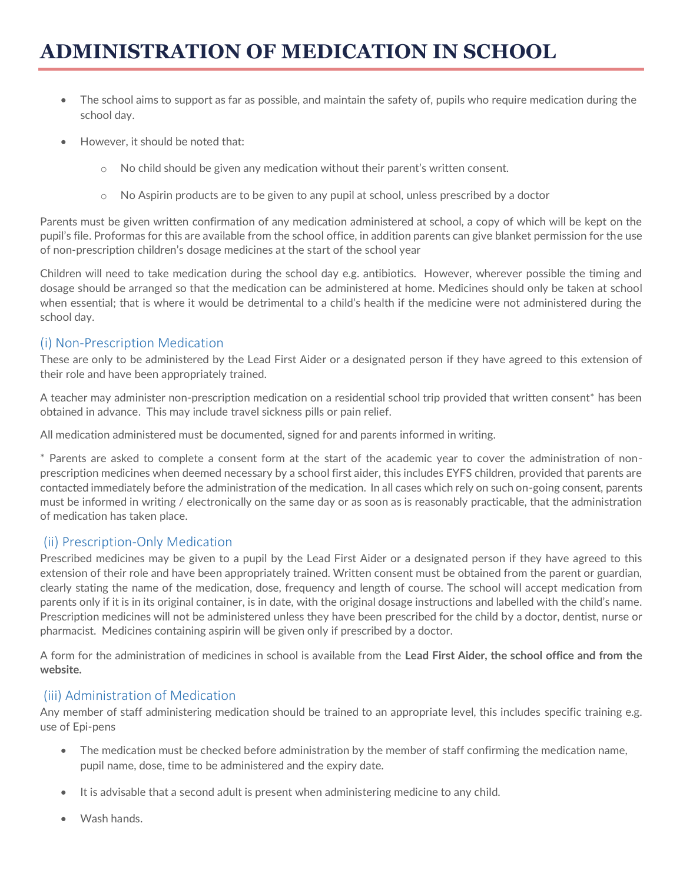# ADMINISTRATION OF MEDICATION IN SCHOOL

- The school aims to support as far as possible, and maintain the safety of, pupils who require medication during the school day.
- However, it should be noted that:
  - No child should be given any medication without their parent's written consent.
  - No Aspirin products are to be given to any pupil at school, unless prescribed by a doctor

Parents must be given written confirmation of any medication administered at school, a copy of which will be kept on the pupil's file. Proformas for this are available from the school office, in addition parents can give blanket permission for the use of non-prescription children's dosage medicines at the start of the school year

Children will need to take medication during the school day e.g. antibiotics. However, wherever possible the timing and dosage should be arranged so that the medication can be administered at home. Medicines should only be taken at school when essential; that is where it would be detrimental to a child's health if the medicine were not administered during the school day.

## (i) Non-Prescription Medication

These are only to be administered by the Lead First Aider or a designated person if they have agreed to this extension of their role and have been appropriately trained.

A teacher may administer non-prescription medication on a residential school trip provided that written consent* has been obtained in advance. This may include travel sickness pills or pain relief.

All medication administered must be documented, signed for and parents informed in writing.

* Parents are asked to complete a consent form at the start of the academic year to cover the administration of non-prescription medicines when deemed necessary by a school first aider, this includes EYFS children, provided that parents are contacted immediately before the administration of the medication. In all cases which rely on such on-going consent, parents must be informed in writing / electronically on the same day or as soon as is reasonably practicable, that the administration of medication has taken place.

## (ii) Prescription-Only Medication

Prescribed medicines may be given to a pupil by the Lead First Aider or a designated person if they have agreed to this extension of their role and have been appropriately trained. Written consent must be obtained from the parent or guardian, clearly stating the name of the medication, dose, frequency and length of course. The school will accept medication from parents only if it is in its original container, is in date, with the original dosage instructions and labelled with the child's name. Prescription medicines will not be administered unless they have been prescribed for the child by a doctor, dentist, nurse or pharmacist. Medicines containing aspirin will be given only if prescribed by a doctor.

A form for the administration of medicines in school is available from the **Lead First Aider, the school office and from the website.**

## (iii) Administration of Medication

Any member of staff administering medication should be trained to an appropriate level, this includes specific training e.g. use of Epi-pens

- The medication must be checked before administration by the member of staff confirming the medication name, pupil name, dose, time to be administered and the expiry date.
- It is advisable that a second adult is present when administering medicine to any child.
- Wash hands.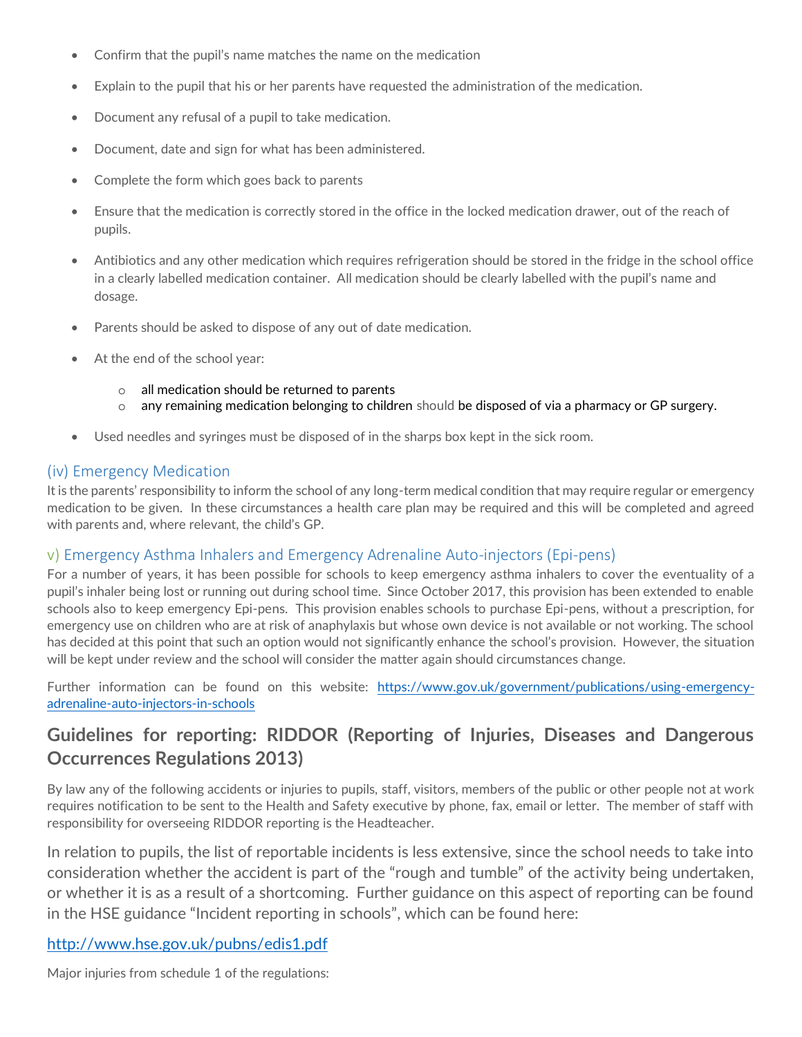- Confirm that the pupil's name matches the name on the medication
- Explain to the pupil that his or her parents have requested the administration of the medication.
- Document any refusal of a pupil to take medication.
- Document, date and sign for what has been administered.
- Complete the form which goes back to parents
- Ensure that the medication is correctly stored in the office in the locked medication drawer, out of the reach of pupils.
- Antibiotics and any other medication which requires refrigeration should be stored in the fridge in the school office in a clearly labelled medication container. All medication should be clearly labelled with the pupil's name and dosage.
- Parents should be asked to dispose of any out of date medication.
- At the end of the school year:
  - all medication should be returned to parents
  - any remaining medication belonging to children should be disposed of via a pharmacy or GP surgery.
- Used needles and syringes must be disposed of in the sharps box kept in the sick room.

### (iv) Emergency Medication

It is the parents' responsibility to inform the school of any long-term medical condition that may require regular or emergency medication to be given. In these circumstances a health care plan may be required and this will be completed and agreed with parents and, where relevant, the child's GP.

### v) Emergency Asthma Inhalers and Emergency Adrenaline Auto-injectors (Epi-pens)

For a number of years, it has been possible for schools to keep emergency asthma inhalers to cover the eventuality of a pupil's inhaler being lost or running out during school time. Since October 2017, this provision has been extended to enable schools also to keep emergency Epi-pens. This provision enables schools to purchase Epi-pens, without a prescription, for emergency use on children who are at risk of anaphylaxis but whose own device is not available or not working. The school has decided at this point that such an option would not significantly enhance the school's provision. However, the situation will be kept under review and the school will consider the matter again should circumstances change.

Further information can be found on this website: [https://www.gov.uk/government/publications/using-emergency-adrenaline-auto-injectors-in-schools](https://www.gov.uk/government/publications/using-emergency-adrenaline-auto-injectors-in-schools)

## Guidelines for reporting: RIDDOR (Reporting of Injuries, Diseases and Dangerous Occurrences Regulations 2013)

By law any of the following accidents or injuries to pupils, staff, visitors, members of the public or other people not at work requires notification to be sent to the Health and Safety executive by phone, fax, email or letter. The member of staff with responsibility for overseeing RIDDOR reporting is the Headteacher.

In relation to pupils, the list of reportable incidents is less extensive, since the school needs to take into consideration whether the accident is part of the "rough and tumble" of the activity being undertaken, or whether it is as a result of a shortcoming. Further guidance on this aspect of reporting can be found in the HSE guidance "Incident reporting in schools", which can be found here:

[http://www.hse.gov.uk/pubns/edis1.pdf](http://www.hse.gov.uk/pubns/edis1.pdf)

Major injuries from schedule 1 of the regulations: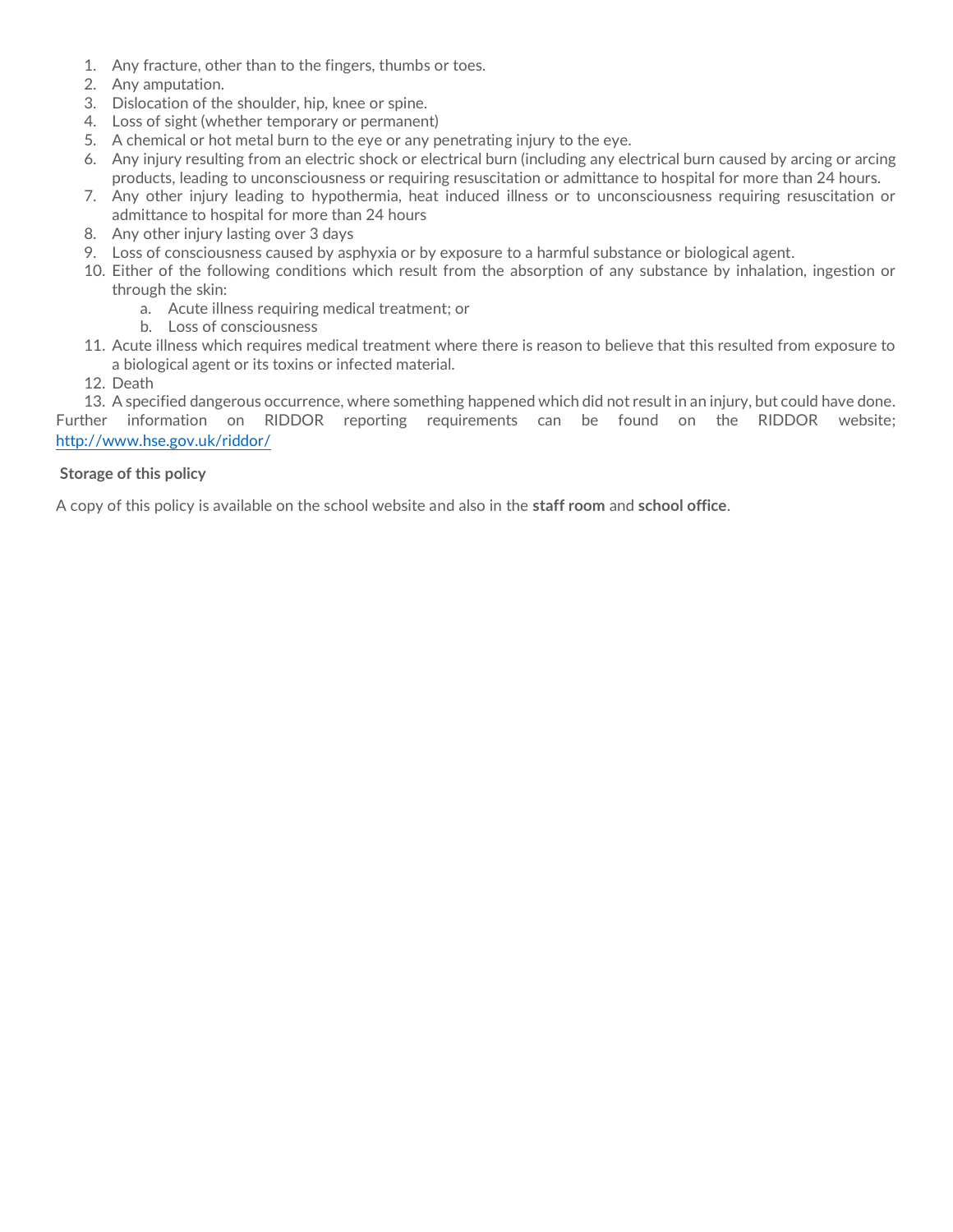1. Any fracture, other than to the fingers, thumbs or toes.
2. Any amputation.
3. Dislocation of the shoulder, hip, knee or spine.
4. Loss of sight (whether temporary or permanent)
5. A chemical or hot metal burn to the eye or any penetrating injury to the eye.
6. Any injury resulting from an electric shock or electrical burn (including any electrical burn caused by arcing or arcing products, leading to unconsciousness or requiring resuscitation or admittance to hospital for more than 24 hours.
7. Any other injury leading to hypothermia, heat induced illness or to unconsciousness requiring resuscitation or admittance to hospital for more than 24 hours
8. Any other injury lasting over 3 days
9. Loss of consciousness caused by asphyxia or by exposure to a harmful substance or biological agent.
10. Either of the following conditions which result from the absorption of any substance by inhalation, ingestion or through the skin:
    a. Acute illness requiring medical treatment; or
    b. Loss of consciousness
11. Acute illness which requires medical treatment where there is reason to believe that this resulted from exposure to a biological agent or its toxins or infected material.
12. Death
13. A specified dangerous occurrence, where something happened which did not result in an injury, but could have done.

Further information on RIDDOR reporting requirements can be found on the RIDDOR website; http://www.hse.gov.uk/riddor/

**Storage of this policy**

A copy of this policy is available on the school website and also in the **staff room** and **school office**.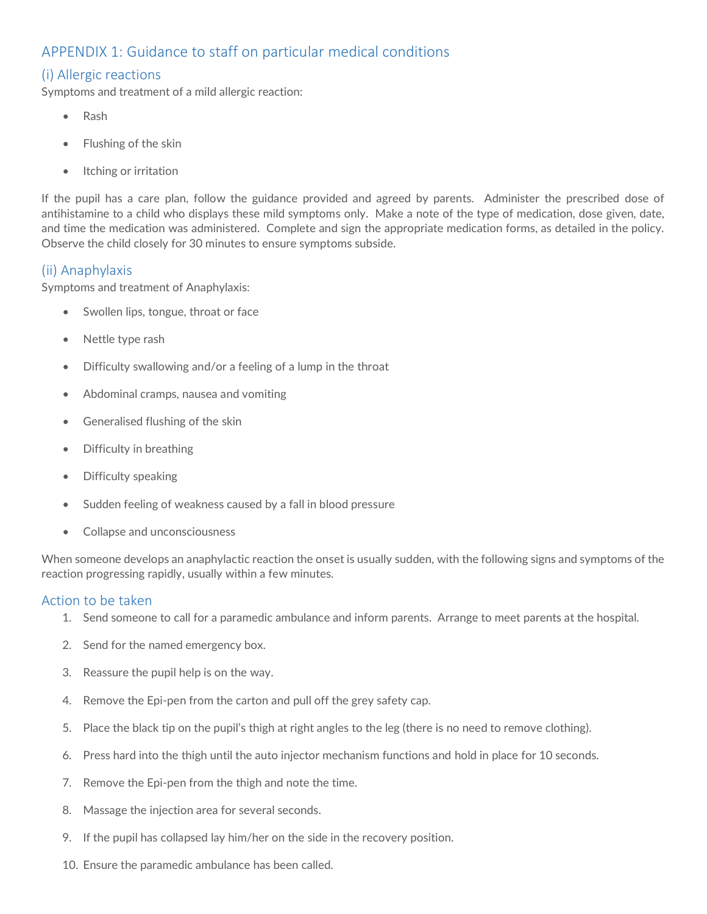## APPENDIX 1: Guidance to staff on particular medical conditions

### (i) Allergic reactions

Symptoms and treatment of a mild allergic reaction:

- Rash
- Flushing of the skin
- Itching or irritation

If the pupil has a care plan, follow the guidance provided and agreed by parents. Administer the prescribed dose of antihistamine to a child who displays these mild symptoms only. Make a note of the type of medication, dose given, date, and time the medication was administered. Complete and sign the appropriate medication forms, as detailed in the policy. Observe the child closely for 30 minutes to ensure symptoms subside.

### (ii) Anaphylaxis

Symptoms and treatment of Anaphylaxis:

- Swollen lips, tongue, throat or face
- Nettle type rash
- Difficulty swallowing and/or a feeling of a lump in the throat
- Abdominal cramps, nausea and vomiting
- Generalised flushing of the skin
- Difficulty in breathing
- Difficulty speaking
- Sudden feeling of weakness caused by a fall in blood pressure
- Collapse and unconsciousness

When someone develops an anaphylactic reaction the onset is usually sudden, with the following signs and symptoms of the reaction progressing rapidly, usually within a few minutes.

### Action to be taken

1. Send someone to call for a paramedic ambulance and inform parents. Arrange to meet parents at the hospital.
2. Send for the named emergency box.
3. Reassure the pupil help is on the way.
4. Remove the Epi-pen from the carton and pull off the grey safety cap.
5. Place the black tip on the pupil's thigh at right angles to the leg (there is no need to remove clothing).
6. Press hard into the thigh until the auto injector mechanism functions and hold in place for 10 seconds.
7. Remove the Epi-pen from the thigh and note the time.
8. Massage the injection area for several seconds.
9. If the pupil has collapsed lay him/her on the side in the recovery position.
10. Ensure the paramedic ambulance has been called.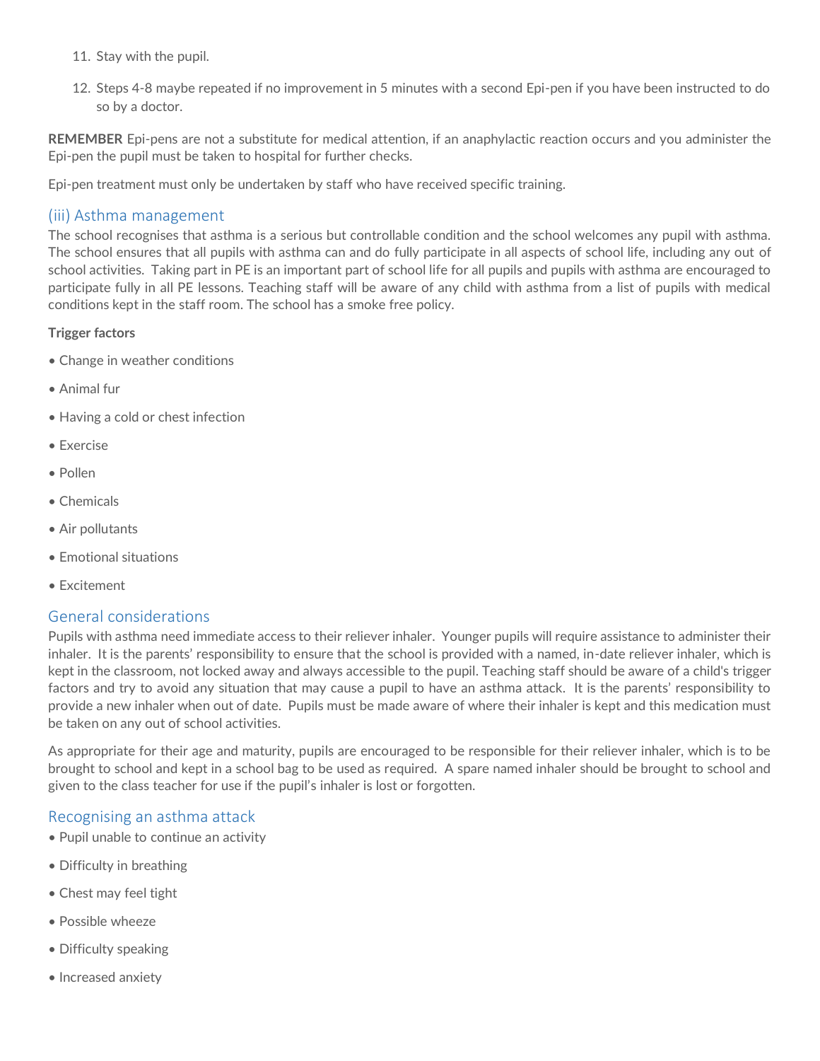11. Stay with the pupil.

12. Steps 4-8 maybe repeated if no improvement in 5 minutes with a second Epi-pen if you have been instructed to do so by a doctor.

**REMEMBER** Epi-pens are not a substitute for medical attention, if an anaphylactic reaction occurs and you administer the Epi-pen the pupil must be taken to hospital for further checks.

Epi-pen treatment must only be undertaken by staff who have received specific training.

### (iii) Asthma management

The school recognises that asthma is a serious but controllable condition and the school welcomes any pupil with asthma. The school ensures that all pupils with asthma can and do fully participate in all aspects of school life, including any out of school activities. Taking part in PE is an important part of school life for all pupils and pupils with asthma are encouraged to participate fully in all PE lessons. Teaching staff will be aware of any child with asthma from a list of pupils with medical conditions kept in the staff room. The school has a smoke free policy.

**Trigger factors**

- Change in weather conditions
- Animal fur
- Having a cold or chest infection
- Exercise
- Pollen
- Chemicals
- Air pollutants
- Emotional situations
- Excitement

### General considerations

Pupils with asthma need immediate access to their reliever inhaler. Younger pupils will require assistance to administer their inhaler. It is the parents' responsibility to ensure that the school is provided with a named, in-date reliever inhaler, which is kept in the classroom, not locked away and always accessible to the pupil. Teaching staff should be aware of a child's trigger factors and try to avoid any situation that may cause a pupil to have an asthma attack. It is the parents' responsibility to provide a new inhaler when out of date. Pupils must be made aware of where their inhaler is kept and this medication must be taken on any out of school activities.

As appropriate for their age and maturity, pupils are encouraged to be responsible for their reliever inhaler, which is to be brought to school and kept in a school bag to be used as required. A spare named inhaler should be brought to school and given to the class teacher for use if the pupil's inhaler is lost or forgotten.

### Recognising an asthma attack

- Pupil unable to continue an activity
- Difficulty in breathing
- Chest may feel tight
- Possible wheeze
- Difficulty speaking
- Increased anxiety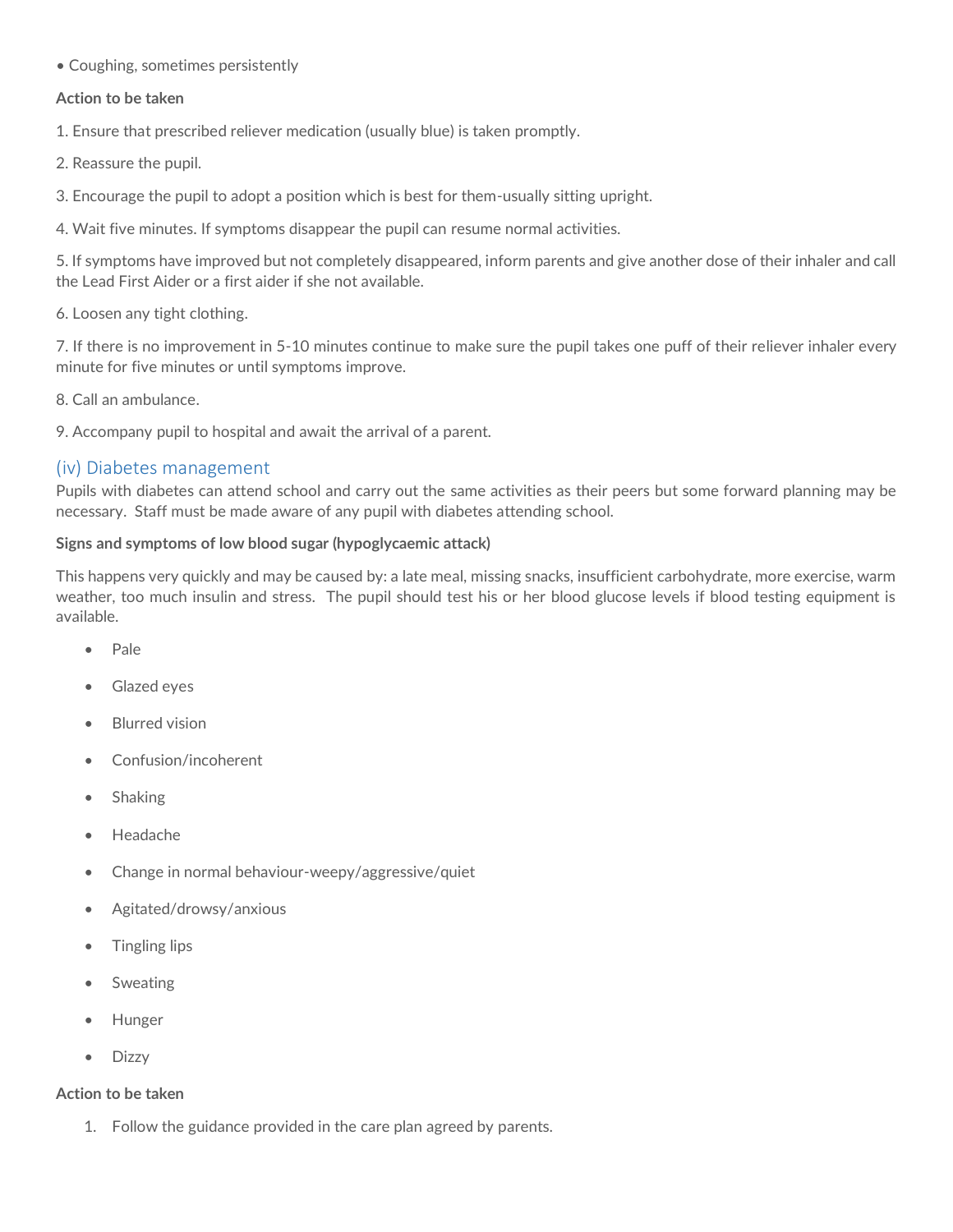• Coughing, sometimes persistently

**Action to be taken**

1. Ensure that prescribed reliever medication (usually blue) is taken promptly.

2. Reassure the pupil.

3. Encourage the pupil to adopt a position which is best for them-usually sitting upright.

4. Wait five minutes. If symptoms disappear the pupil can resume normal activities.

5. If symptoms have improved but not completely disappeared, inform parents and give another dose of their inhaler and call the Lead First Aider or a first aider if she not available.

6. Loosen any tight clothing.

7. If there is no improvement in 5-10 minutes continue to make sure the pupil takes one puff of their reliever inhaler every minute for five minutes or until symptoms improve.

8. Call an ambulance.

9. Accompany pupil to hospital and await the arrival of a parent.

### (iv) Diabetes management

Pupils with diabetes can attend school and carry out the same activities as their peers but some forward planning may be necessary. Staff must be made aware of any pupil with diabetes attending school.

**Signs and symptoms of low blood sugar (hypoglycaemic attack)**

This happens very quickly and may be caused by: a late meal, missing snacks, insufficient carbohydrate, more exercise, warm weather, too much insulin and stress. The pupil should test his or her blood glucose levels if blood testing equipment is available.

- Pale
- Glazed eyes
- Blurred vision
- Confusion/incoherent
- Shaking
- Headache
- Change in normal behaviour-weepy/aggressive/quiet
- Agitated/drowsy/anxious
- Tingling lips
- Sweating
- Hunger
- Dizzy

**Action to be taken**

1. Follow the guidance provided in the care plan agreed by parents.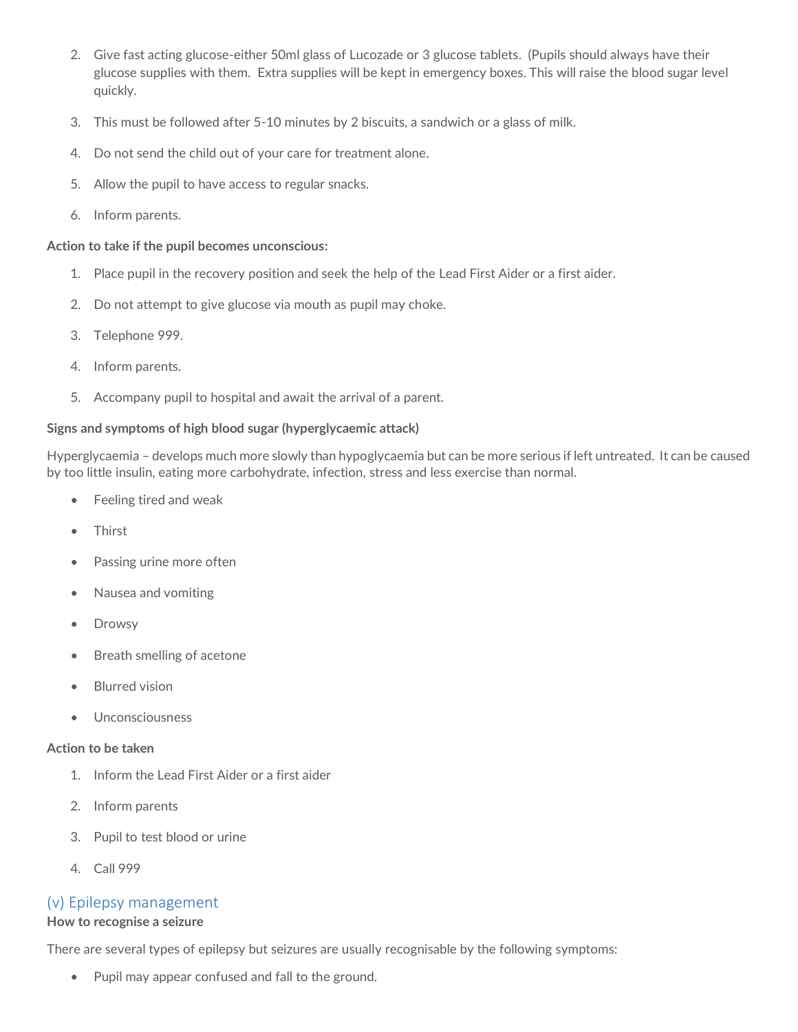2. Give fast acting glucose-either 50ml glass of Lucozade or 3 glucose tablets. (Pupils should always have their glucose supplies with them. Extra supplies will be kept in emergency boxes. This will raise the blood sugar level quickly.
3. This must be followed after 5-10 minutes by 2 biscuits, a sandwich or a glass of milk.
4. Do not send the child out of your care for treatment alone.
5. Allow the pupil to have access to regular snacks.
6. Inform parents.

**Action to take if the pupil becomes unconscious:**

1. Place pupil in the recovery position and seek the help of the Lead First Aider or a first aider.
2. Do not attempt to give glucose via mouth as pupil may choke.
3. Telephone 999.
4. Inform parents.
5. Accompany pupil to hospital and await the arrival of a parent.

**Signs and symptoms of high blood sugar (hyperglycaemic attack)**

Hyperglycaemia – develops much more slowly than hypoglycaemia but can be more serious if left untreated. It can be caused by too little insulin, eating more carbohydrate, infection, stress and less exercise than normal.

- Feeling tired and weak
- Thirst
- Passing urine more often
- Nausea and vomiting
- Drowsy
- Breath smelling of acetone
- Blurred vision
- Unconsciousness

**Action to be taken**

1. Inform the Lead First Aider or a first aider
2. Inform parents
3. Pupil to test blood or urine
4. Call 999

## (v) Epilepsy management

**How to recognise a seizure**

There are several types of epilepsy but seizures are usually recognisable by the following symptoms:

- Pupil may appear confused and fall to the ground.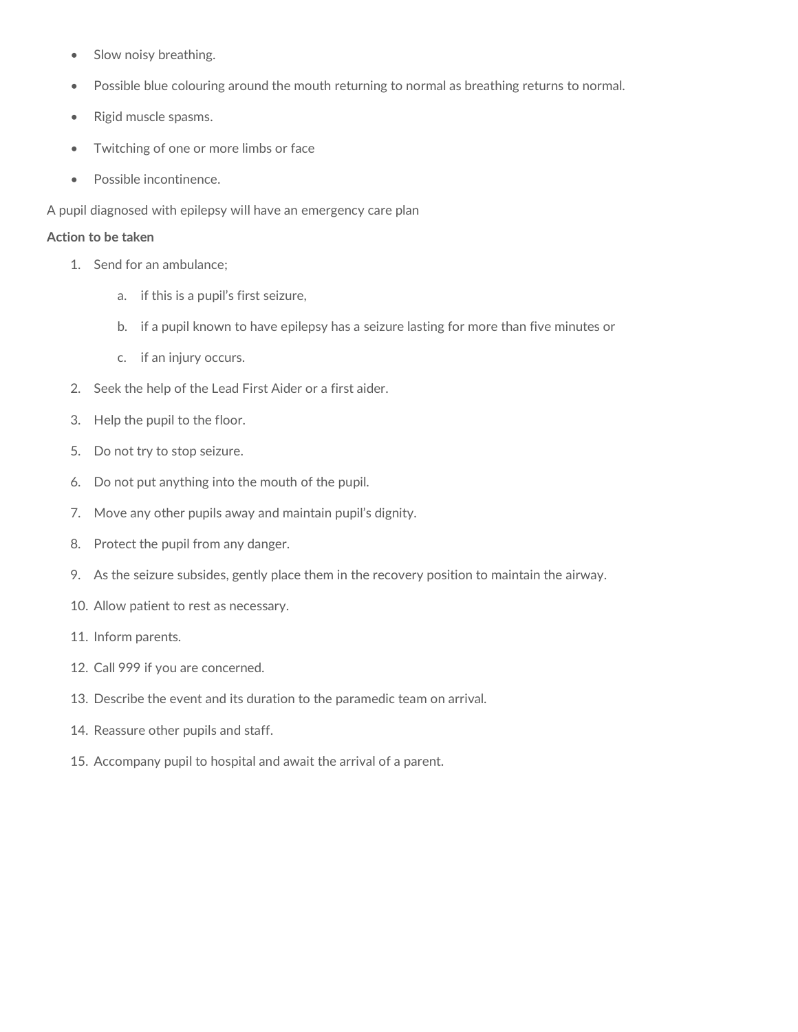- Slow noisy breathing.
- Possible blue colouring around the mouth returning to normal as breathing returns to normal.
- Rigid muscle spasms.
- Twitching of one or more limbs or face
- Possible incontinence.

A pupil diagnosed with epilepsy will have an emergency care plan

**Action to be taken**

1. Send for an ambulance;
   a. if this is a pupil's first seizure,
   b. if a pupil known to have epilepsy has a seizure lasting for more than five minutes or
   c. if an injury occurs.
2. Seek the help of the Lead First Aider or a first aider.
3. Help the pupil to the floor.
5. Do not try to stop seizure.
6. Do not put anything into the mouth of the pupil.
7. Move any other pupils away and maintain pupil's dignity.
8. Protect the pupil from any danger.
9. As the seizure subsides, gently place them in the recovery position to maintain the airway.
10. Allow patient to rest as necessary.
11. Inform parents.
12. Call 999 if you are concerned.
13. Describe the event and its duration to the paramedic team on arrival.
14. Reassure other pupils and staff.
15. Accompany pupil to hospital and await the arrival of a parent.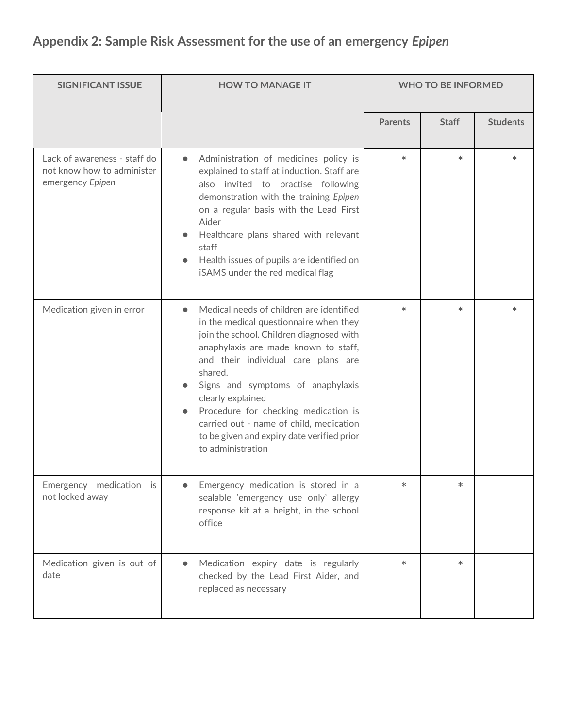## Appendix 2: Sample Risk Assessment for the use of an emergency *Epipen*

| SIGNIFICANT ISSUE | HOW TO MANAGE IT | WHO TO BE INFORMED | | |
|---|---|---|---|---|
| | | Parents | Staff | Students |
| Lack of awareness - staff do not know how to administer emergency *Epipen* | • Administration of medicines policy is explained to staff at induction. Staff are also invited to practise following demonstration with the training *Epipen* on a regular basis with the Lead First Aider<br>• Healthcare plans shared with relevant staff<br>• Health issues of pupils are identified on iSAMS under the red medical flag | * | * | * |
| Medication given in error | • Medical needs of children are identified in the medical questionnaire when they join the school. Children diagnosed with anaphylaxis are made known to staff, and their individual care plans are shared.<br>• Signs and symptoms of anaphylaxis clearly explained<br>• Procedure for checking medication is carried out - name of child, medication to be given and expiry date verified prior to administration | * | * | * |
| Emergency medication is not locked away | • Emergency medication is stored in a sealable 'emergency use only' allergy response kit at a height, in the school office | * | * | |
| Medication given is out of date | • Medication expiry date is regularly checked by the Lead First Aider, and replaced as necessary | * | * | |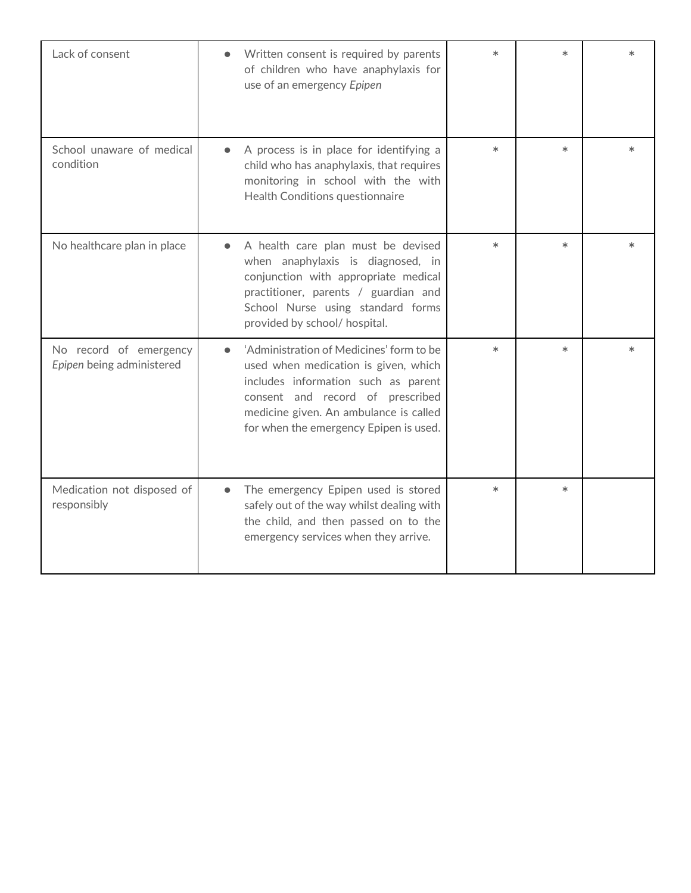| | | | | |
|---|---|---|---|---|
| Lack of consent | • Written consent is required by parents of children who have anaphylaxis for use of an emergency *Epipen* | * | * | * |
| School unaware of medical condition | • A process is in place for identifying a child who has anaphylaxis, that requires monitoring in school with the with Health Conditions questionnaire | * | * | * |
| No healthcare plan in place | • A health care plan must be devised when anaphylaxis is diagnosed, in conjunction with appropriate medical practitioner, parents / guardian and School Nurse using standard forms provided by school/ hospital. | * | * | * |
| No record of emergency *Epipen* being administered | • 'Administration of Medicines' form to be used when medication is given, which includes information such as parent consent and record of prescribed medicine given. An ambulance is called for when the emergency Epipen is used. | * | * | * |
| Medication not disposed of responsibly | • The emergency Epipen used is stored safely out of the way whilst dealing with the child, and then passed on to the emergency services when they arrive. | * | * | |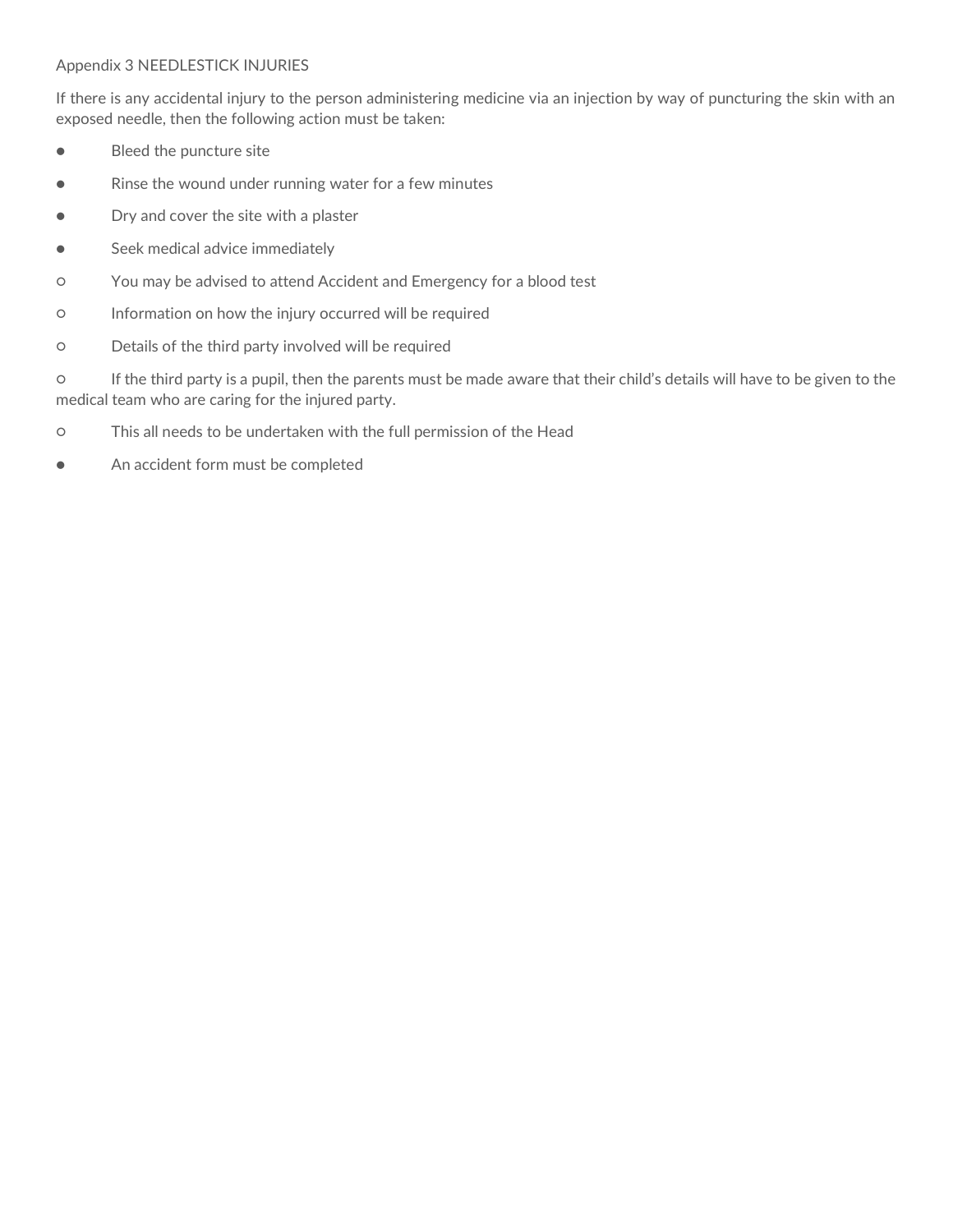Appendix 3 NEEDLESTICK INJURIES

If there is any accidental injury to the person administering medicine via an injection by way of puncturing the skin with an exposed needle, then the following action must be taken:

- Bleed the puncture site
- Rinse the wound under running water for a few minutes
- Dry and cover the site with a plaster
- Seek medical advice immediately
  - You may be advised to attend Accident and Emergency for a blood test
  - Information on how the injury occurred will be required
  - Details of the third party involved will be required
  - If the third party is a pupil, then the parents must be made aware that their child's details will have to be given to the medical team who are caring for the injured party.
  - This all needs to be undertaken with the full permission of the Head
- An accident form must be completed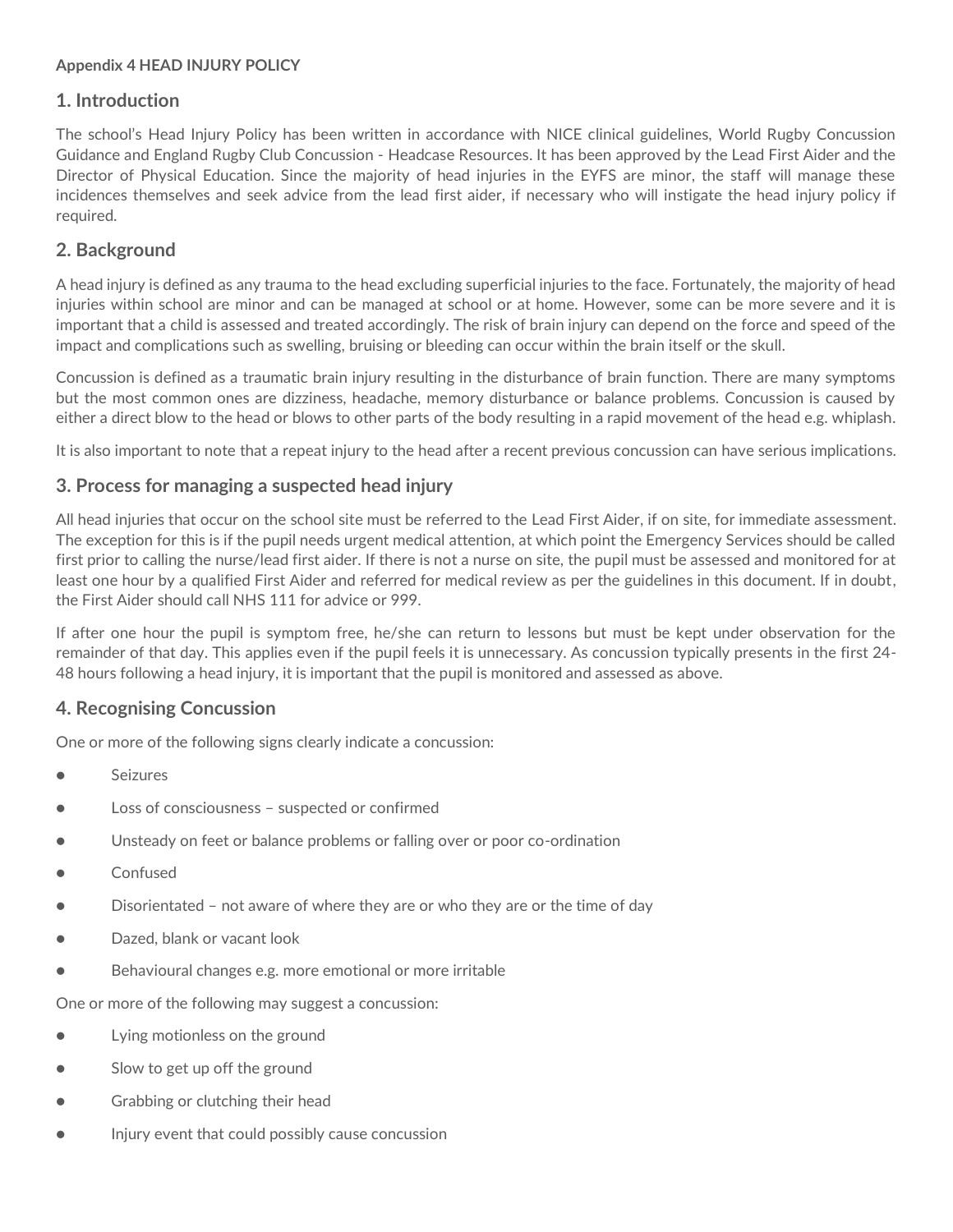**Appendix 4 HEAD INJURY POLICY**

## 1. Introduction

The school's Head Injury Policy has been written in accordance with NICE clinical guidelines, World Rugby Concussion Guidance and England Rugby Club Concussion - Headcase Resources. It has been approved by the Lead First Aider and the Director of Physical Education. Since the majority of head injuries in the EYFS are minor, the staff will manage these incidences themselves and seek advice from the lead first aider, if necessary who will instigate the head injury policy if required.

## 2. Background

A head injury is defined as any trauma to the head excluding superficial injuries to the face. Fortunately, the majority of head injuries within school are minor and can be managed at school or at home. However, some can be more severe and it is important that a child is assessed and treated accordingly. The risk of brain injury can depend on the force and speed of the impact and complications such as swelling, bruising or bleeding can occur within the brain itself or the skull.

Concussion is defined as a traumatic brain injury resulting in the disturbance of brain function. There are many symptoms but the most common ones are dizziness, headache, memory disturbance or balance problems. Concussion is caused by either a direct blow to the head or blows to other parts of the body resulting in a rapid movement of the head e.g. whiplash.

It is also important to note that a repeat injury to the head after a recent previous concussion can have serious implications.

## 3. Process for managing a suspected head injury

All head injuries that occur on the school site must be referred to the Lead First Aider, if on site, for immediate assessment. The exception for this is if the pupil needs urgent medical attention, at which point the Emergency Services should be called first prior to calling the nurse/lead first aider. If there is not a nurse on site, the pupil must be assessed and monitored for at least one hour by a qualified First Aider and referred for medical review as per the guidelines in this document. If in doubt, the First Aider should call NHS 111 for advice or 999.

If after one hour the pupil is symptom free, he/she can return to lessons but must be kept under observation for the remainder of that day. This applies even if the pupil feels it is unnecessary. As concussion typically presents in the first 24-48 hours following a head injury, it is important that the pupil is monitored and assessed as above.

## 4. Recognising Concussion

One or more of the following signs clearly indicate a concussion:

- Seizures
- Loss of consciousness – suspected or confirmed
- Unsteady on feet or balance problems or falling over or poor co-ordination
- Confused
- Disorientated – not aware of where they are or who they are or the time of day
- Dazed, blank or vacant look
- Behavioural changes e.g. more emotional or more irritable

One or more of the following may suggest a concussion:

- Lying motionless on the ground
- Slow to get up off the ground
- Grabbing or clutching their head
- Injury event that could possibly cause concussion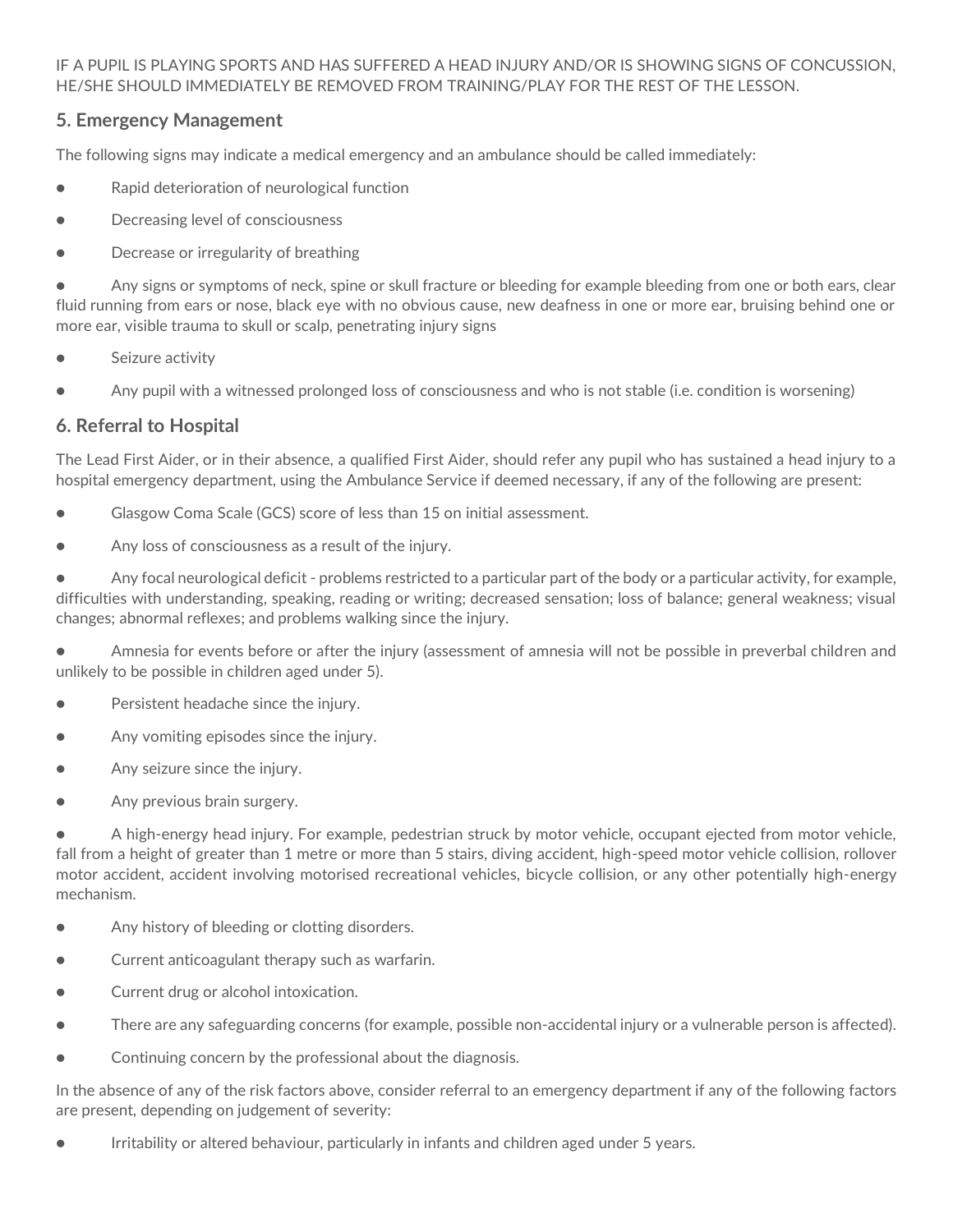IF A PUPIL IS PLAYING SPORTS AND HAS SUFFERED A HEAD INJURY AND/OR IS SHOWING SIGNS OF CONCUSSION, HE/SHE SHOULD IMMEDIATELY BE REMOVED FROM TRAINING/PLAY FOR THE REST OF THE LESSON.

## 5. Emergency Management

The following signs may indicate a medical emergency and an ambulance should be called immediately:

- Rapid deterioration of neurological function
- Decreasing level of consciousness
- Decrease or irregularity of breathing
- Any signs or symptoms of neck, spine or skull fracture or bleeding for example bleeding from one or both ears, clear fluid running from ears or nose, black eye with no obvious cause, new deafness in one or more ear, bruising behind one or more ear, visible trauma to skull or scalp, penetrating injury signs
- Seizure activity
- Any pupil with a witnessed prolonged loss of consciousness and who is not stable (i.e. condition is worsening)

## 6. Referral to Hospital

The Lead First Aider, or in their absence, a qualified First Aider, should refer any pupil who has sustained a head injury to a hospital emergency department, using the Ambulance Service if deemed necessary, if any of the following are present:

- Glasgow Coma Scale (GCS) score of less than 15 on initial assessment.
- Any loss of consciousness as a result of the injury.
- Any focal neurological deficit - problems restricted to a particular part of the body or a particular activity, for example, difficulties with understanding, speaking, reading or writing; decreased sensation; loss of balance; general weakness; visual changes; abnormal reflexes; and problems walking since the injury.
- Amnesia for events before or after the injury (assessment of amnesia will not be possible in preverbal children and unlikely to be possible in children aged under 5).
- Persistent headache since the injury.
- Any vomiting episodes since the injury.
- Any seizure since the injury.
- Any previous brain surgery.
- A high-energy head injury. For example, pedestrian struck by motor vehicle, occupant ejected from motor vehicle, fall from a height of greater than 1 metre or more than 5 stairs, diving accident, high-speed motor vehicle collision, rollover motor accident, accident involving motorised recreational vehicles, bicycle collision, or any other potentially high-energy mechanism.
- Any history of bleeding or clotting disorders.
- Current anticoagulant therapy such as warfarin.
- Current drug or alcohol intoxication.
- There are any safeguarding concerns (for example, possible non-accidental injury or a vulnerable person is affected).
- Continuing concern by the professional about the diagnosis.

In the absence of any of the risk factors above, consider referral to an emergency department if any of the following factors are present, depending on judgement of severity:

- Irritability or altered behaviour, particularly in infants and children aged under 5 years.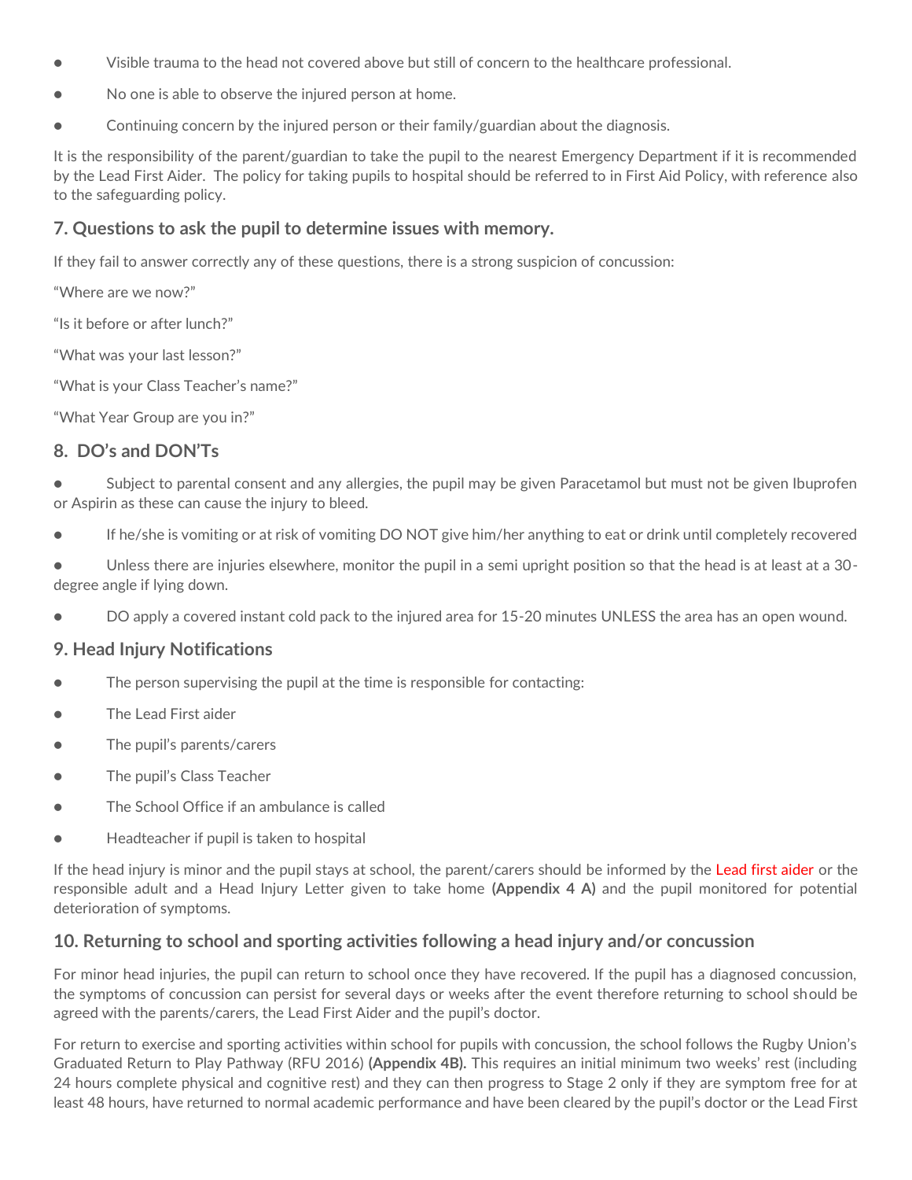- Visible trauma to the head not covered above but still of concern to the healthcare professional.
- No one is able to observe the injured person at home.
- Continuing concern by the injured person or their family/guardian about the diagnosis.

It is the responsibility of the parent/guardian to take the pupil to the nearest Emergency Department if it is recommended by the Lead First Aider. The policy for taking pupils to hospital should be referred to in First Aid Policy, with reference also to the safeguarding policy.

## 7. Questions to ask the pupil to determine issues with memory.

If they fail to answer correctly any of these questions, there is a strong suspicion of concussion:

"Where are we now?"

"Is it before or after lunch?"

"What was your last lesson?"

"What is your Class Teacher's name?"

"What Year Group are you in?"

## 8. DO's and DON'Ts

- Subject to parental consent and any allergies, the pupil may be given Paracetamol but must not be given Ibuprofen or Aspirin as these can cause the injury to bleed.
- If he/she is vomiting or at risk of vomiting DO NOT give him/her anything to eat or drink until completely recovered
- Unless there are injuries elsewhere, monitor the pupil in a semi upright position so that the head is at least at a 30-degree angle if lying down.
- DO apply a covered instant cold pack to the injured area for 15-20 minutes UNLESS the area has an open wound.

## 9. Head Injury Notifications

- The person supervising the pupil at the time is responsible for contacting:
- The Lead First aider
- The pupil's parents/carers
- The pupil's Class Teacher
- The School Office if an ambulance is called
- Headteacher if pupil is taken to hospital

If the head injury is minor and the pupil stays at school, the parent/carers should be informed by the Lead first aider or the responsible adult and a Head Injury Letter given to take home **(Appendix 4 A)** and the pupil monitored for potential deterioration of symptoms.

## 10. Returning to school and sporting activities following a head injury and/or concussion

For minor head injuries, the pupil can return to school once they have recovered. If the pupil has a diagnosed concussion, the symptoms of concussion can persist for several days or weeks after the event therefore returning to school should be agreed with the parents/carers, the Lead First Aider and the pupil's doctor.

For return to exercise and sporting activities within school for pupils with concussion, the school follows the Rugby Union's Graduated Return to Play Pathway (RFU 2016) **(Appendix 4B).** This requires an initial minimum two weeks' rest (including 24 hours complete physical and cognitive rest) and they can then progress to Stage 2 only if they are symptom free for at least 48 hours, have returned to normal academic performance and have been cleared by the pupil's doctor or the Lead First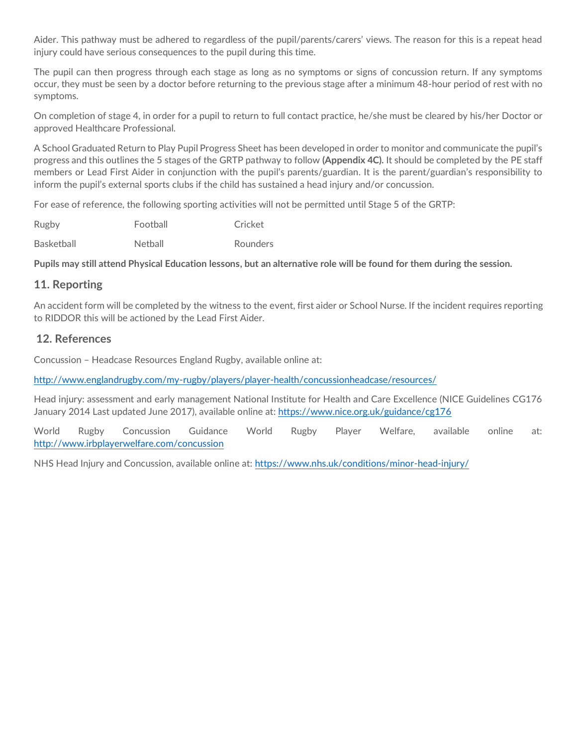Aider. This pathway must be adhered to regardless of the pupil/parents/carers' views. The reason for this is a repeat head injury could have serious consequences to the pupil during this time.

The pupil can then progress through each stage as long as no symptoms or signs of concussion return. If any symptoms occur, they must be seen by a doctor before returning to the previous stage after a minimum 48-hour period of rest with no symptoms.

On completion of stage 4, in order for a pupil to return to full contact practice, he/she must be cleared by his/her Doctor or approved Healthcare Professional.

A School Graduated Return to Play Pupil Progress Sheet has been developed in order to monitor and communicate the pupil's progress and this outlines the 5 stages of the GRTP pathway to follow **(Appendix 4C).** It should be completed by the PE staff members or Lead First Aider in conjunction with the pupil's parents/guardian. It is the parent/guardian's responsibility to inform the pupil's external sports clubs if the child has sustained a head injury and/or concussion.

For ease of reference, the following sporting activities will not be permitted until Stage 5 of the GRTP:

| | | |
|---|---|---|
| Rugby | Football | Cricket |
| Basketball | Netball | Rounders |

**Pupils may still attend Physical Education lessons, but an alternative role will be found for them during the session.**

## 11. Reporting

An accident form will be completed by the witness to the event, first aider or School Nurse. If the incident requires reporting to RIDDOR this will be actioned by the Lead First Aider.

## 12. References

Concussion – Headcase Resources England Rugby, available online at:

http://www.englandrugby.com/my-rugby/players/player-health/concussionheadcase/resources/

Head injury: assessment and early management National Institute for Health and Care Excellence (NICE Guidelines CG176 January 2014 Last updated June 2017), available online at: https://www.nice.org.uk/guidance/cg176

World Rugby Concussion Guidance World Rugby Player Welfare, available online at: http://www.irbplayerwelfare.com/concussion

NHS Head Injury and Concussion, available online at: https://www.nhs.uk/conditions/minor-head-injury/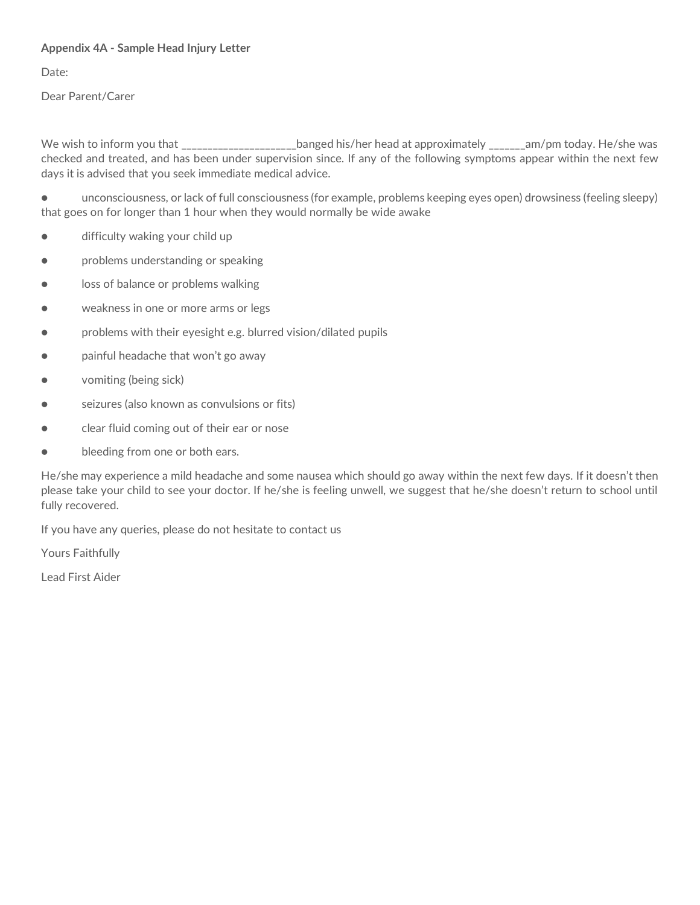**Appendix 4A - Sample Head Injury Letter**

Date:

Dear Parent/Carer

We wish to inform you that _____________________banged his/her head at approximately _______am/pm today. He/she was checked and treated, and has been under supervision since. If any of the following symptoms appear within the next few days it is advised that you seek immediate medical advice.

- unconsciousness, or lack of full consciousness (for example, problems keeping eyes open) drowsiness (feeling sleepy) that goes on for longer than 1 hour when they would normally be wide awake
- difficulty waking your child up
- problems understanding or speaking
- loss of balance or problems walking
- weakness in one or more arms or legs
- problems with their eyesight e.g. blurred vision/dilated pupils
- painful headache that won't go away
- vomiting (being sick)
- seizures (also known as convulsions or fits)
- clear fluid coming out of their ear or nose
- bleeding from one or both ears.

He/she may experience a mild headache and some nausea which should go away within the next few days. If it doesn't then please take your child to see your doctor. If he/she is feeling unwell, we suggest that he/she doesn't return to school until fully recovered.

If you have any queries, please do not hesitate to contact us

Yours Faithfully

Lead First Aider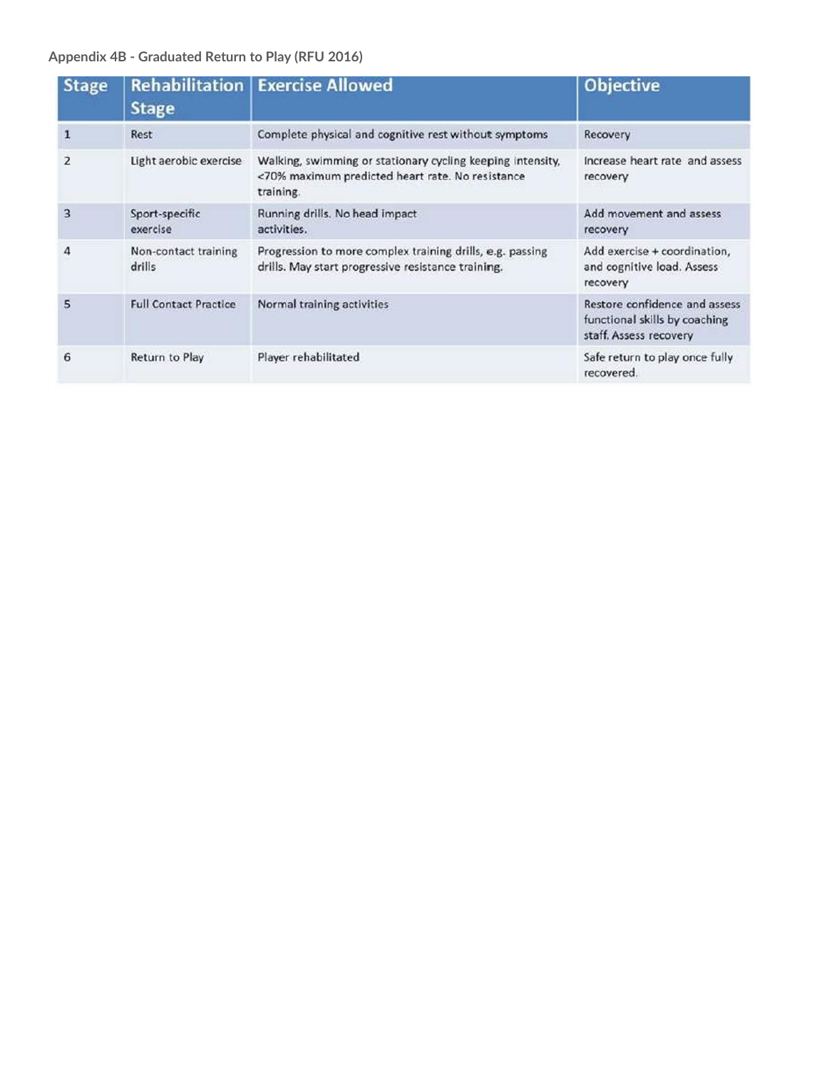**Appendix 4B - Graduated Return to Play (RFU 2016)**

| Stage | Rehabilitation Stage | Exercise Allowed | Objective |
|---|---|---|---|
| 1 | Rest | Complete physical and cognitive rest without symptoms | Recovery |
| 2 | Light aerobic exercise | Walking, swimming or stationary cycling keeping intensity, <70% maximum predicted heart rate. No resistance training. | Increase heart rate and assess recovery |
| 3 | Sport-specific exercise | Running drills. No head impact activities. | Add movement and assess recovery |
| 4 | Non-contact training drills | Progression to more complex training drills, e.g. passing drills. May start progressive resistance training. | Add exercise + coordination, and cognitive load. Assess recovery |
| 5 | Full Contact Practice | Normal training activities | Restore confidence and assess functional skills by coaching staff. Assess recovery |
| 6 | Return to Play | Player rehabilitated | Safe return to play once fully recovered. |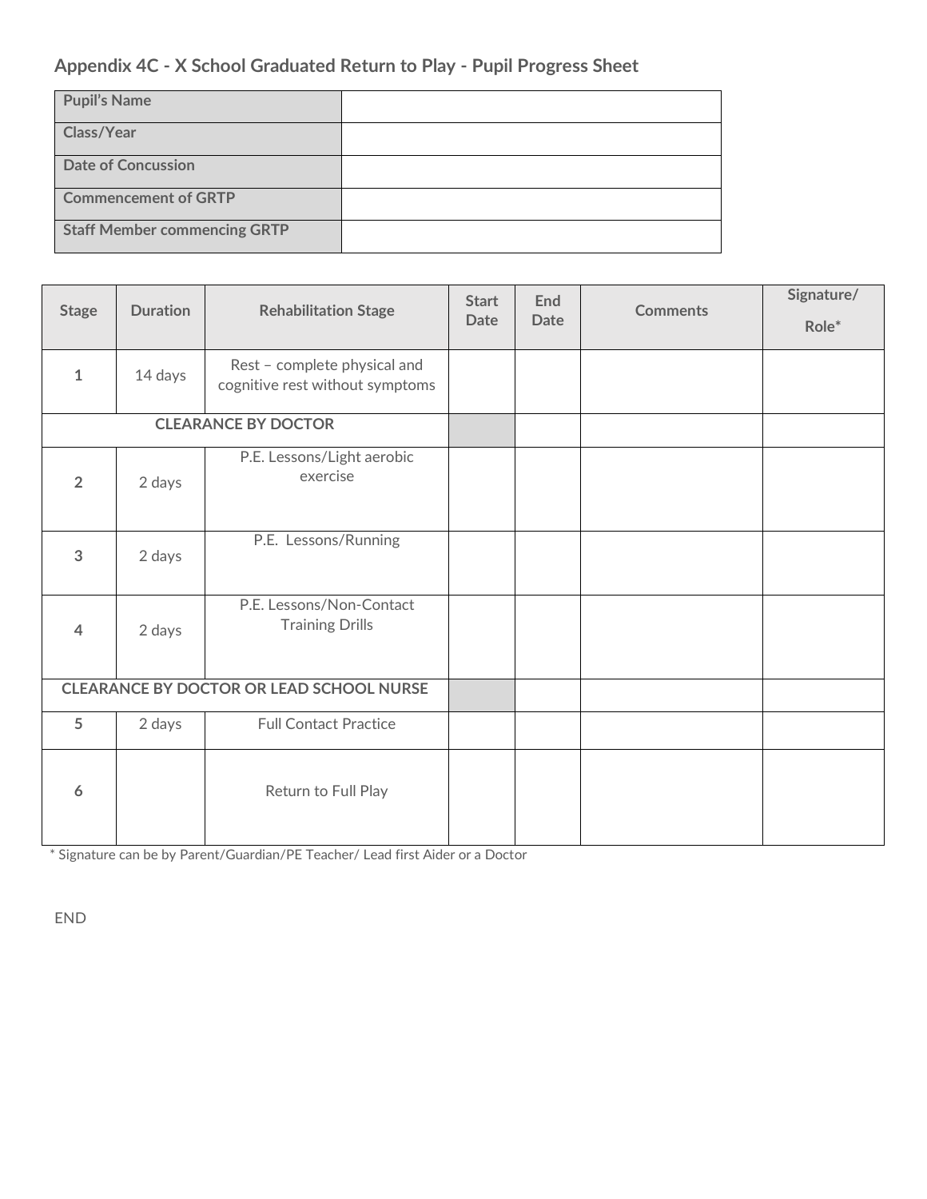## Appendix 4C - X School Graduated Return to Play - Pupil Progress Sheet

| | |
|---|---|
| **Pupil's Name** | |
| **Class/Year** | |
| **Date of Concussion** | |
| **Commencement of GRTP** | |
| **Staff Member commencing GRTP** | |

| Stage | Duration | Rehabilitation Stage | Start Date | End Date | Comments | Signature/ Role* |
|---|---|---|---|---|---|---|
| 1 | 14 days | Rest – complete physical and cognitive rest without symptoms | | | | |
| **CLEARANCE BY DOCTOR** | | | | | | |
| 2 | 2 days | P.E. Lessons/Light aerobic exercise | | | | |
| 3 | 2 days | P.E. Lessons/Running | | | | |
| 4 | 2 days | P.E. Lessons/Non-Contact Training Drills | | | | |
| **CLEARANCE BY DOCTOR OR LEAD SCHOOL NURSE** | | | | | | |
| 5 | 2 days | Full Contact Practice | | | | |
| 6 | | Return to Full Play | | | | |

* Signature can be by Parent/Guardian/PE Teacher/ Lead first Aider or a Doctor

END